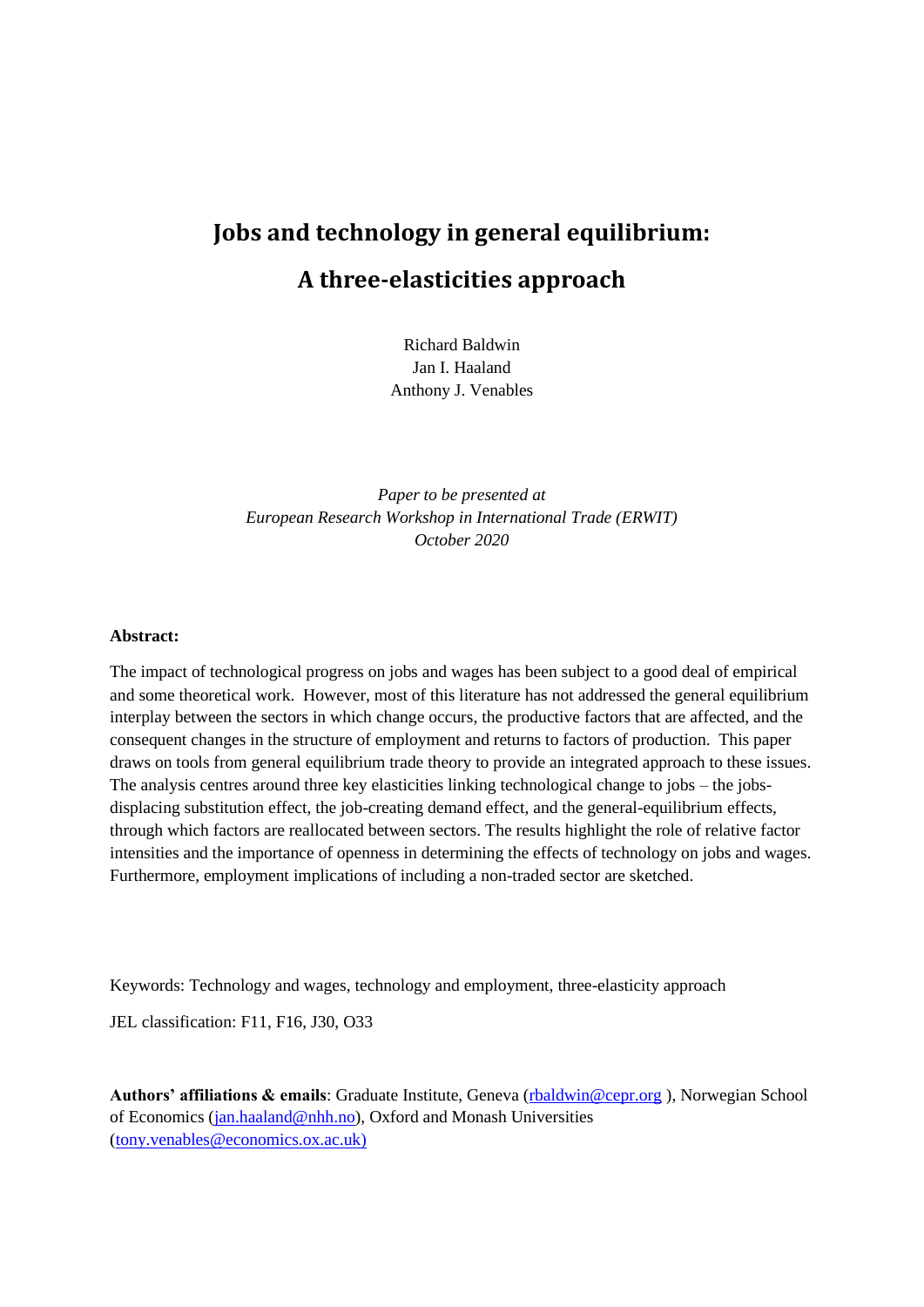# Jobs and technology in general equilibrium:

# A three-elasticities approach

Richard Baldwin
Jan I. Haaland
Anthony J. Venables

*Paper to be presented at*
*European Research Workshop in International Trade (ERWIT)*
*October 2020*

**Abstract:**

The impact of technological progress on jobs and wages has been subject to a good deal of empirical and some theoretical work. However, most of this literature has not addressed the general equilibrium interplay between the sectors in which change occurs, the productive factors that are affected, and the consequent changes in the structure of employment and returns to factors of production. This paper draws on tools from general equilibrium trade theory to provide an integrated approach to these issues. The analysis centres around three key elasticities linking technological change to jobs – the jobs-displacing substitution effect, the job-creating demand effect, and the general-equilibrium effects, through which factors are reallocated between sectors. The results highlight the role of relative factor intensities and the importance of openness in determining the effects of technology on jobs and wages. Furthermore, employment implications of including a non-traded sector are sketched.

Keywords: Technology and wages, technology and employment, three-elasticity approach

JEL classification: F11, F16, J30, O33

**Authors' affiliations & emails**: Graduate Institute, Geneva (rbaldwin@cepr.org ), Norwegian School of Economics (jan.haaland@nhh.no), Oxford and Monash Universities (tony.venables@economics.ox.ac.uk)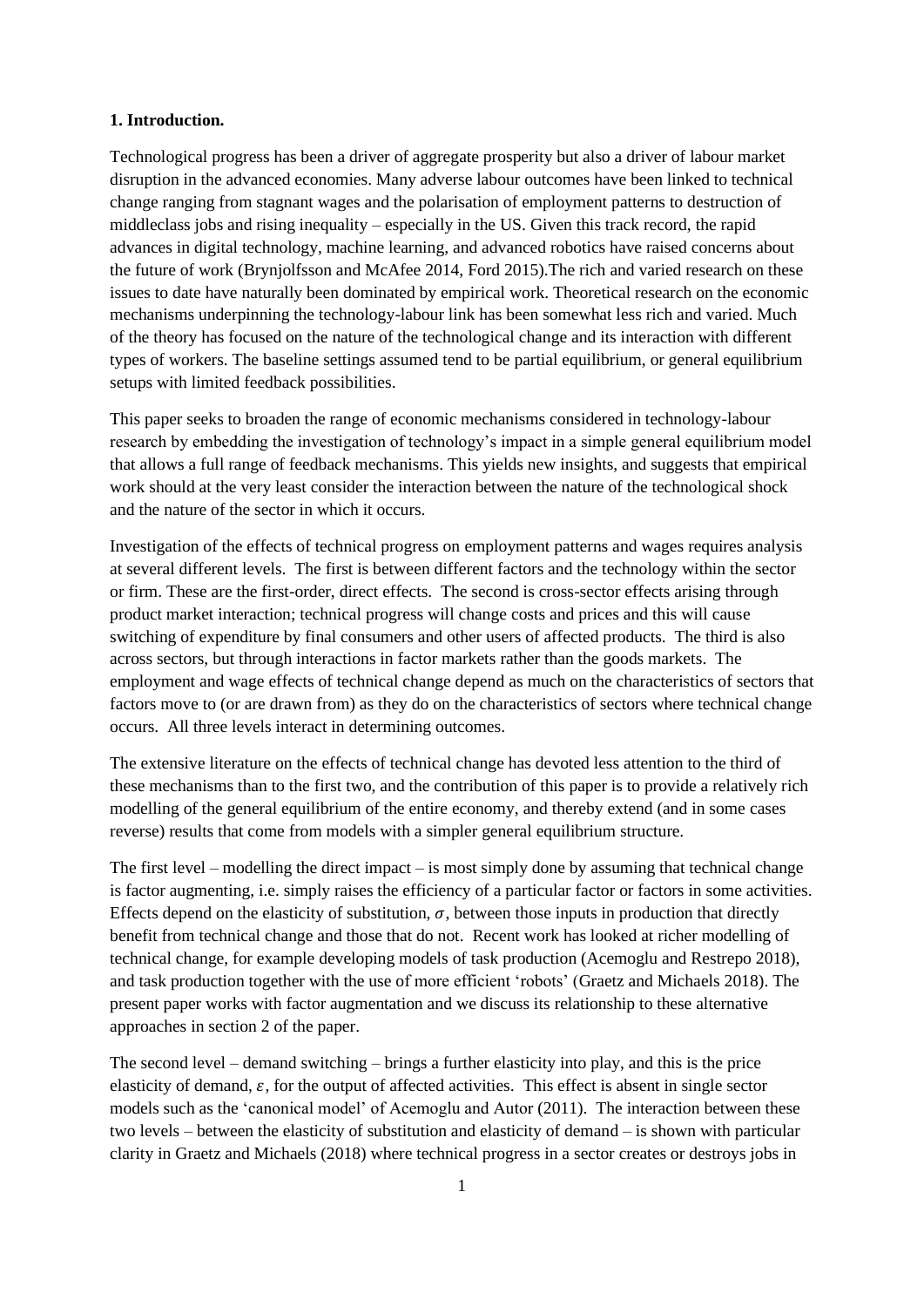**1. Introduction.**

Technological progress has been a driver of aggregate prosperity but also a driver of labour market disruption in the advanced economies. Many adverse labour outcomes have been linked to technical change ranging from stagnant wages and the polarisation of employment patterns to destruction of middleclass jobs and rising inequality – especially in the US. Given this track record, the rapid advances in digital technology, machine learning, and advanced robotics have raised concerns about the future of work (Brynjolfsson and McAfee 2014, Ford 2015).The rich and varied research on these issues to date have naturally been dominated by empirical work. Theoretical research on the economic mechanisms underpinning the technology-labour link has been somewhat less rich and varied. Much of the theory has focused on the nature of the technological change and its interaction with different types of workers. The baseline settings assumed tend to be partial equilibrium, or general equilibrium setups with limited feedback possibilities.

This paper seeks to broaden the range of economic mechanisms considered in technology-labour research by embedding the investigation of technology's impact in a simple general equilibrium model that allows a full range of feedback mechanisms. This yields new insights, and suggests that empirical work should at the very least consider the interaction between the nature of the technological shock and the nature of the sector in which it occurs.

Investigation of the effects of technical progress on employment patterns and wages requires analysis at several different levels. The first is between different factors and the technology within the sector or firm. These are the first-order, direct effects. The second is cross-sector effects arising through product market interaction; technical progress will change costs and prices and this will cause switching of expenditure by final consumers and other users of affected products. The third is also across sectors, but through interactions in factor markets rather than the goods markets. The employment and wage effects of technical change depend as much on the characteristics of sectors that factors move to (or are drawn from) as they do on the characteristics of sectors where technical change occurs. All three levels interact in determining outcomes.

The extensive literature on the effects of technical change has devoted less attention to the third of these mechanisms than to the first two, and the contribution of this paper is to provide a relatively rich modelling of the general equilibrium of the entire economy, and thereby extend (and in some cases reverse) results that come from models with a simpler general equilibrium structure.

The first level – modelling the direct impact – is most simply done by assuming that technical change is factor augmenting, i.e. simply raises the efficiency of a particular factor or factors in some activities. Effects depend on the elasticity of substitution, $\sigma$, between those inputs in production that directly benefit from technical change and those that do not. Recent work has looked at richer modelling of technical change, for example developing models of task production (Acemoglu and Restrepo 2018), and task production together with the use of more efficient 'robots' (Graetz and Michaels 2018). The present paper works with factor augmentation and we discuss its relationship to these alternative approaches in section 2 of the paper.

The second level – demand switching – brings a further elasticity into play, and this is the price elasticity of demand, $\varepsilon$, for the output of affected activities. This effect is absent in single sector models such as the 'canonical model' of Acemoglu and Autor (2011). The interaction between these two levels – between the elasticity of substitution and elasticity of demand – is shown with particular clarity in Graetz and Michaels (2018) where technical progress in a sector creates or destroys jobs in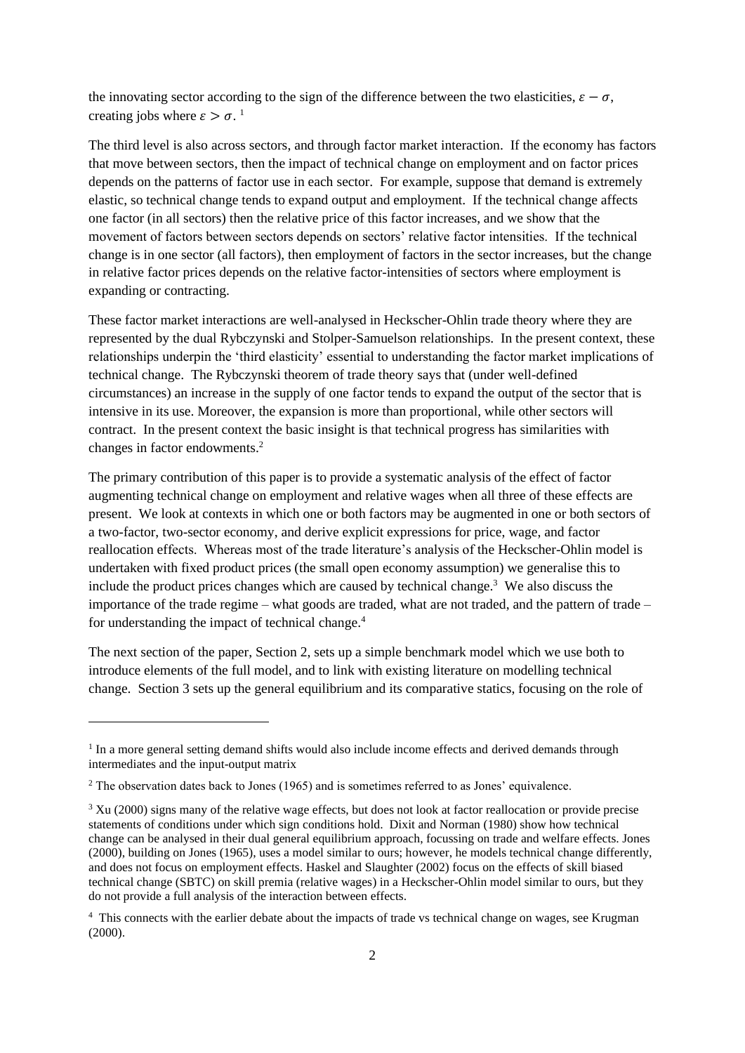the innovating sector according to the sign of the difference between the two elasticities, $\varepsilon - \sigma$, creating jobs where $\varepsilon > \sigma$. [1]

The third level is also across sectors, and through factor market interaction. If the economy has factors that move between sectors, then the impact of technical change on employment and on factor prices depends on the patterns of factor use in each sector. For example, suppose that demand is extremely elastic, so technical change tends to expand output and employment. If the technical change affects one factor (in all sectors) then the relative price of this factor increases, and we show that the movement of factors between sectors depends on sectors' relative factor intensities. If the technical change is in one sector (all factors), then employment of factors in the sector increases, but the change in relative factor prices depends on the relative factor-intensities of sectors where employment is expanding or contracting.

These factor market interactions are well-analysed in Heckscher-Ohlin trade theory where they are represented by the dual Rybczynski and Stolper-Samuelson relationships. In the present context, these relationships underpin the 'third elasticity' essential to understanding the factor market implications of technical change. The Rybczynski theorem of trade theory says that (under well-defined circumstances) an increase in the supply of one factor tends to expand the output of the sector that is intensive in its use. Moreover, the expansion is more than proportional, while other sectors will contract. In the present context the basic insight is that technical progress has similarities with changes in factor endowments.[2]

The primary contribution of this paper is to provide a systematic analysis of the effect of factor augmenting technical change on employment and relative wages when all three of these effects are present. We look at contexts in which one or both factors may be augmented in one or both sectors of a two-factor, two-sector economy, and derive explicit expressions for price, wage, and factor reallocation effects. Whereas most of the trade literature's analysis of the Heckscher-Ohlin model is undertaken with fixed product prices (the small open economy assumption) we generalise this to include the product prices changes which are caused by technical change.[3] We also discuss the importance of the trade regime – what goods are traded, what are not traded, and the pattern of trade – for understanding the impact of technical change.[4]

The next section of the paper, Section 2, sets up a simple benchmark model which we use both to introduce elements of the full model, and to link with existing literature on modelling technical change. Section 3 sets up the general equilibrium and its comparative statics, focusing on the role of

---

[1] In a more general setting demand shifts would also include income effects and derived demands through intermediates and the input-output matrix

[2] The observation dates back to Jones (1965) and is sometimes referred to as Jones' equivalence.

[3] Xu (2000) signs many of the relative wage effects, but does not look at factor reallocation or provide precise statements of conditions under which sign conditions hold. Dixit and Norman (1980) show how technical change can be analysed in their dual general equilibrium approach, focussing on trade and welfare effects. Jones (2000), building on Jones (1965), uses a model similar to ours; however, he models technical change differently, and does not focus on employment effects. Haskel and Slaughter (2002) focus on the effects of skill biased technical change (SBTC) on skill premia (relative wages) in a Heckscher-Ohlin model similar to ours, but they do not provide a full analysis of the interaction between effects.

[4] This connects with the earlier debate about the impacts of trade vs technical change on wages, see Krugman (2000).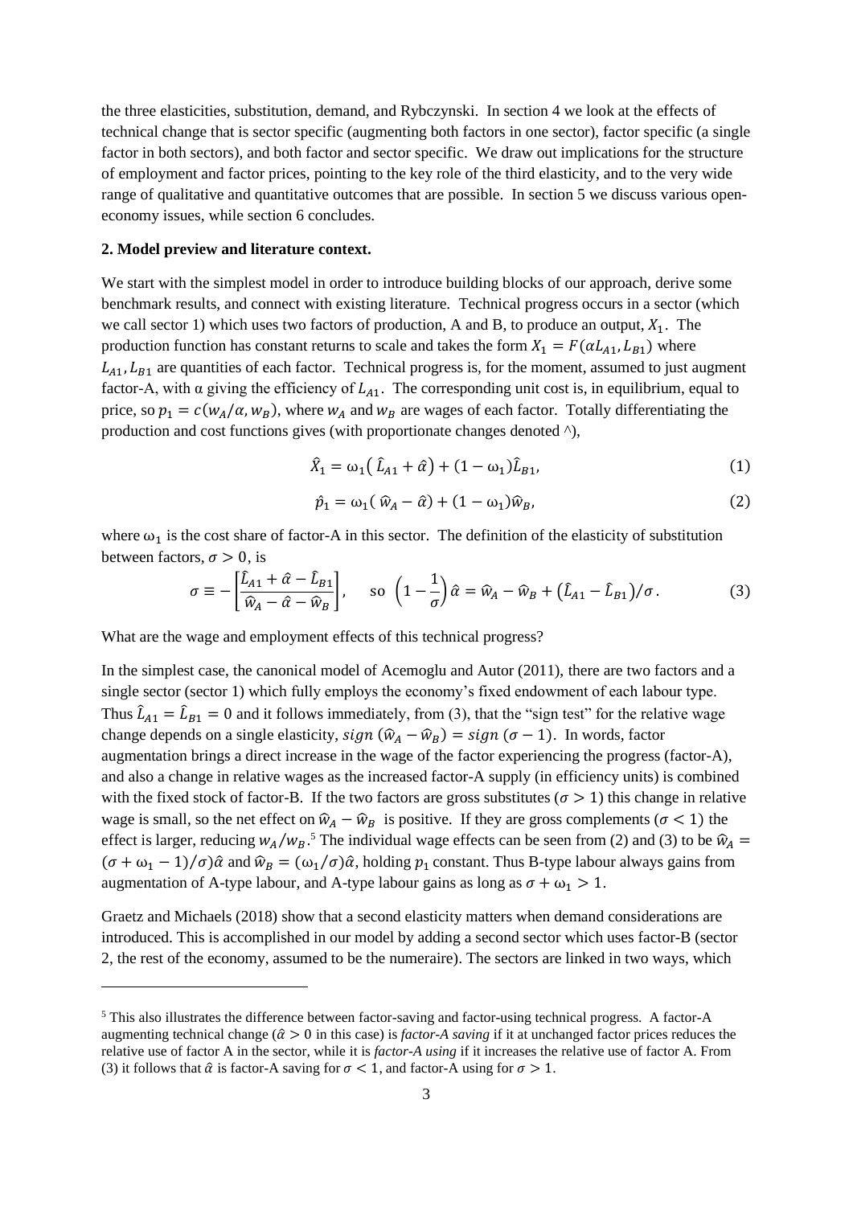the three elasticities, substitution, demand, and Rybczynski. In section 4 we look at the effects of technical change that is sector specific (augmenting both factors in one sector), factor specific (a single factor in both sectors), and both factor and sector specific. We draw out implications for the structure of employment and factor prices, pointing to the key role of the third elasticity, and to the very wide range of qualitative and quantitative outcomes that are possible. In section 5 we discuss various open-economy issues, while section 6 concludes.

## 2. Model preview and literature context.

We start with the simplest model in order to introduce building blocks of our approach, derive some benchmark results, and connect with existing literature. Technical progress occurs in a sector (which we call sector 1) which uses two factors of production, A and B, to produce an output, $X_1$. The production function has constant returns to scale and takes the form $X_1 = F(\alpha L_{A1}, L_{B1})$ where $L_{A1}, L_{B1}$ are quantities of each factor. Technical progress is, for the moment, assumed to just augment factor-A, with α giving the efficiency of $L_{A1}$. The corresponding unit cost is, in equilibrium, equal to price, so $p_1 = c(w_A/\alpha, w_B)$, where $w_A$ and $w_B$ are wages of each factor. Totally differentiating the production and cost functions gives (with proportionate changes denoted ^),

$$\hat{X}_1 = \omega_1(\hat{L}_{A1} + \hat{\alpha}) + (1 - \omega_1)\hat{L}_{B1}, \tag{1}$$

$$\hat{p}_1 = \omega_1(\hat{w}_A - \hat{\alpha}) + (1 - \omega_1)\hat{w}_B, \tag{2}$$

where $\omega_1$ is the cost share of factor-A in this sector. The definition of the elasticity of substitution between factors, $\sigma > 0$, is

$$\sigma \equiv -\left[\frac{\hat{L}_{A1} + \hat{\alpha} - \hat{L}_{B1}}{\hat{w}_A - \hat{\alpha} - \hat{w}_B}\right], \quad \text{so} \ \left(1 - \frac{1}{\sigma}\right)\hat{\alpha} = \hat{w}_A - \hat{w}_B + (\hat{L}_{A1} - \hat{L}_{B1})/\sigma. \tag{3}$$

What are the wage and employment effects of this technical progress?

In the simplest case, the canonical model of Acemoglu and Autor (2011), there are two factors and a single sector (sector 1) which fully employs the economy's fixed endowment of each labour type. Thus $\hat{L}_{A1} = \hat{L}_{B1} = 0$ and it follows immediately, from (3), that the "sign test" for the relative wage change depends on a single elasticity, $sign\,(\hat{w}_A - \hat{w}_B) = sign\,(\sigma - 1)$. In words, factor augmentation brings a direct increase in the wage of the factor experiencing the progress (factor-A), and also a change in relative wages as the increased factor-A supply (in efficiency units) is combined with the fixed stock of factor-B. If the two factors are gross substitutes ($\sigma > 1$) this change in relative wage is small, so the net effect on $\hat{w}_A - \hat{w}_B$ is positive. If they are gross complements ($\sigma < 1$) the effect is larger, reducing $w_A/w_B$.[5] The individual wage effects can be seen from (2) and (3) to be $\hat{w}_A = (\sigma + \omega_1 - 1)/\sigma)\hat{\alpha}$ and $\hat{w}_B = (\omega_1/\sigma)\hat{\alpha}$, holding $p_1$ constant. Thus B-type labour always gains from augmentation of A-type labour, and A-type labour gains as long as $\sigma + \omega_1 > 1$.

Graetz and Michaels (2018) show that a second elasticity matters when demand considerations are introduced. This is accomplished in our model by adding a second sector which uses factor-B (sector 2, the rest of the economy, assumed to be the numeraire). The sectors are linked in two ways, which

[5] This also illustrates the difference between factor-saving and factor-using technical progress. A factor-A augmenting technical change ($\hat{\alpha} > 0$ in this case) is *factor-A saving* if it at unchanged factor prices reduces the relative use of factor A in the sector, while it is *factor-A using* if it increases the relative use of factor A. From (3) it follows that $\hat{\alpha}$ is factor-A saving for $\sigma < 1$, and factor-A using for $\sigma > 1$.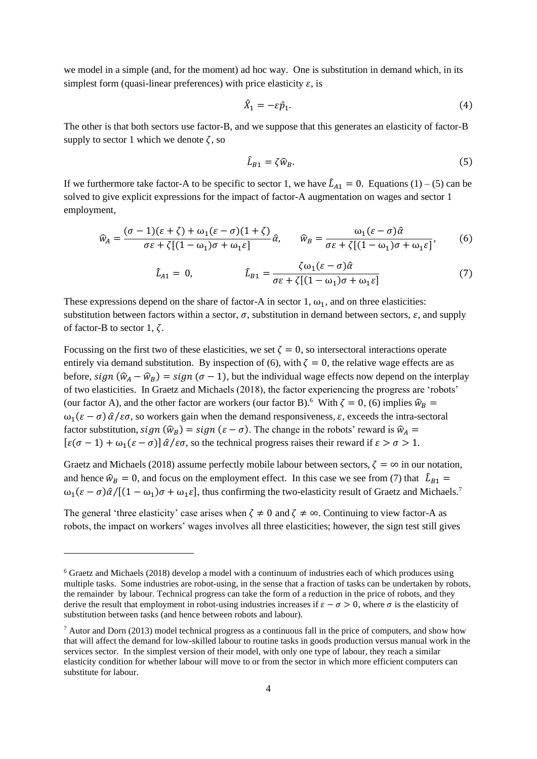we model in a simple (and, for the moment) ad hoc way. One is substitution in demand which, in its simplest form (quasi-linear preferences) with price elasticity $\varepsilon$, is

$$\hat{X}_1 = -\varepsilon \hat{p}_1. \tag{4}$$

The other is that both sectors use factor-B, and we suppose that this generates an elasticity of factor-B supply to sector 1 which we denote $\zeta$, so

$$\hat{L}_{B1} = \zeta \hat{w}_B. \tag{5}$$

If we furthermore take factor-A to be specific to sector 1, we have $\hat{L}_{A1} = 0$. Equations (1) – (5) can be solved to give explicit expressions for the impact of factor-A augmentation on wages and sector 1 employment,

$$\hat{w}_A = \frac{(\sigma-1)(\varepsilon+\zeta) + \omega_1(\varepsilon-\sigma)(1+\zeta)}{\sigma\varepsilon + \zeta[(1-\omega_1)\sigma + \omega_1\varepsilon]}\hat{\alpha}, \qquad \hat{w}_B = \frac{\omega_1(\varepsilon-\sigma)\hat{\alpha}}{\sigma\varepsilon + \zeta[(1-\omega_1)\sigma + \omega_1\varepsilon]}, \tag{6}$$

$$\hat{L}_{A1} = 0, \qquad \hat{L}_{B1} = \frac{\zeta\omega_1(\varepsilon-\sigma)\hat{\alpha}}{\sigma\varepsilon + \zeta[(1-\omega_1)\sigma + \omega_1\varepsilon]} \tag{7}$$

These expressions depend on the share of factor-A in sector 1, $\omega_1$, and on three elasticities: substitution between factors within a sector, $\sigma$, substitution in demand between sectors, $\varepsilon$, and supply of factor-B to sector 1, $\zeta$.

Focussing on the first two of these elasticities, we set $\zeta = 0$, so intersectoral interactions operate entirely via demand substitution. By inspection of (6), with $\zeta = 0$, the relative wage effects are as before, $sign\,(\hat{w}_A - \hat{w}_B) = sign\,(\sigma - 1)$, but the individual wage effects now depend on the interplay of two elasticities. In Graetz and Michaels (2018), the factor experiencing the progress are 'robots' (our factor A), and the other factor are workers (our factor B).[6] With $\zeta = 0$, (6) implies $\hat{w}_B = \omega_1(\varepsilon - \sigma)\,\hat{\alpha}/\varepsilon\sigma$, so workers gain when the demand responsiveness, $\varepsilon$, exceeds the intra-sectoral factor substitution, $sign\,(\hat{w}_B) = sign\,(\varepsilon - \sigma)$. The change in the robots' reward is $\hat{w}_A = [\varepsilon(\sigma-1) + \omega_1(\varepsilon-\sigma)]\,\hat{\alpha}/\varepsilon\sigma$, so the technical progress raises their reward if $\varepsilon > \sigma > 1$.

Graetz and Michaels (2018) assume perfectly mobile labour between sectors, $\zeta = \infty$ in our notation, and hence $\hat{w}_B = 0$, and focus on the employment effect. In this case we see from (7) that $\hat{L}_{B1} = \omega_1(\varepsilon-\sigma)\hat{\alpha}/[(1-\omega_1)\sigma + \omega_1\varepsilon]$, thus confirming the two-elasticity result of Graetz and Michaels.[7]

The general 'three elasticity' case arises when $\zeta \neq 0$ and $\zeta \neq \infty$. Continuing to view factor-A as robots, the impact on workers' wages involves all three elasticities; however, the sign test still gives

---

[6] Graetz and Michaels (2018) develop a model with a continuum of industries each of which produces using multiple tasks. Some industries are robot-using, in the sense that a fraction of tasks can be undertaken by robots, the remainder by labour. Technical progress can take the form of a reduction in the price of robots, and they derive the result that employment in robot-using industries increases if $\varepsilon - \sigma > 0$, where $\sigma$ is the elasticity of substitution between tasks (and hence between robots and labour).

[7] Autor and Dorn (2013) model technical progress as a continuous fall in the price of computers, and show how that will affect the demand for low-skilled labour to routine tasks in goods production versus manual work in the services sector. In the simplest version of their model, with only one type of labour, they reach a similar elasticity condition for whether labour will move to or from the sector in which more efficient computers can substitute for labour.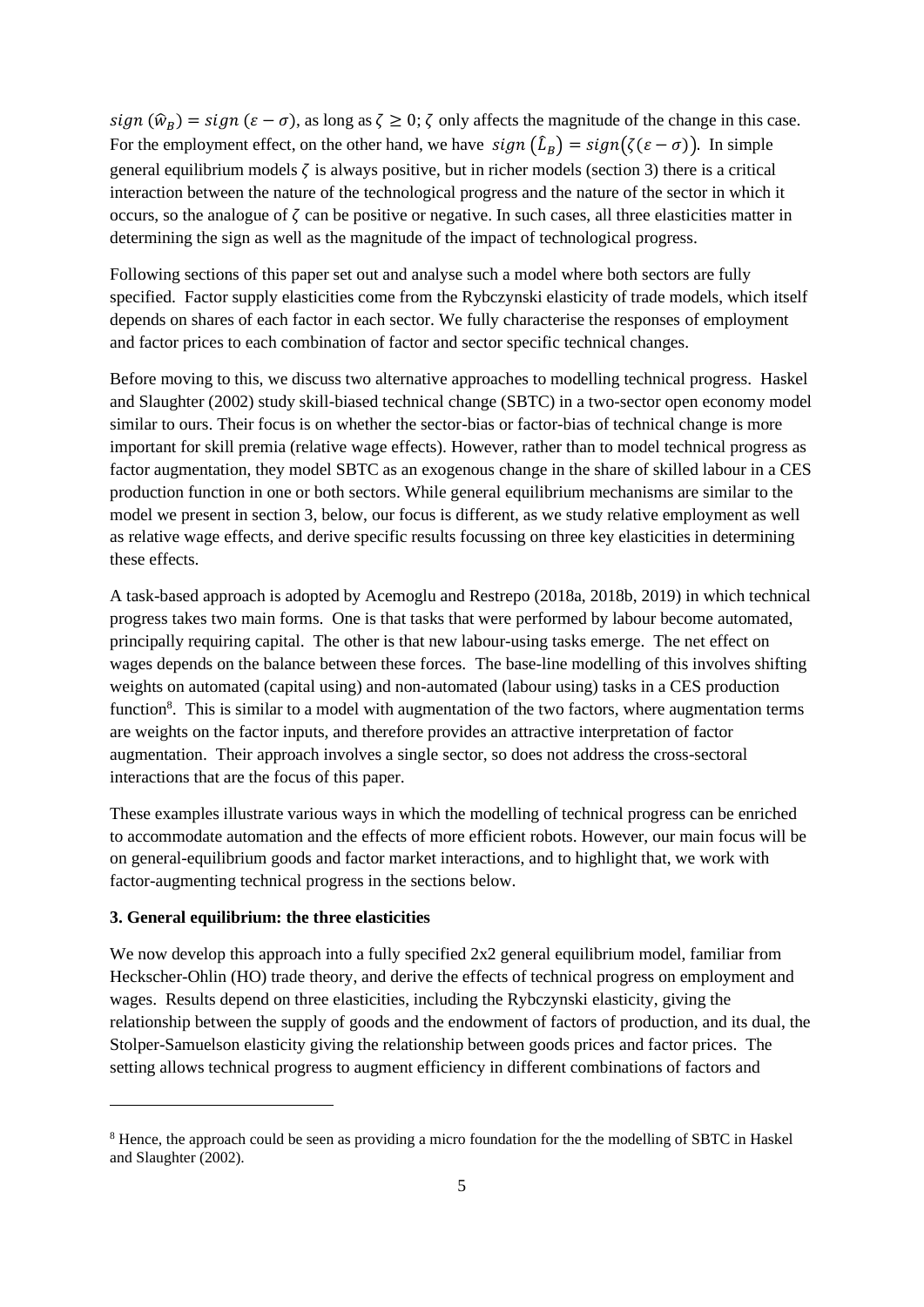$sign\ (\hat{w}_B) = sign\ (\varepsilon - \sigma)$, as long as $\zeta \geq 0$; $\zeta$ only affects the magnitude of the change in this case. For the employment effect, on the other hand, we have $sign\ (\hat{L}_B) = sign(\zeta(\varepsilon - \sigma))$. In simple general equilibrium models $\zeta$ is always positive, but in richer models (section 3) there is a critical interaction between the nature of the technological progress and the nature of the sector in which it occurs, so the analogue of $\zeta$ can be positive or negative. In such cases, all three elasticities matter in determining the sign as well as the magnitude of the impact of technological progress.

Following sections of this paper set out and analyse such a model where both sectors are fully specified. Factor supply elasticities come from the Rybczynski elasticity of trade models, which itself depends on shares of each factor in each sector. We fully characterise the responses of employment and factor prices to each combination of factor and sector specific technical changes.

Before moving to this, we discuss two alternative approaches to modelling technical progress. Haskel and Slaughter (2002) study skill-biased technical change (SBTC) in a two-sector open economy model similar to ours. Their focus is on whether the sector-bias or factor-bias of technical change is more important for skill premia (relative wage effects). However, rather than to model technical progress as factor augmentation, they model SBTC as an exogenous change in the share of skilled labour in a CES production function in one or both sectors. While general equilibrium mechanisms are similar to the model we present in section 3, below, our focus is different, as we study relative employment as well as relative wage effects, and derive specific results focussing on three key elasticities in determining these effects.

A task-based approach is adopted by Acemoglu and Restrepo (2018a, 2018b, 2019) in which technical progress takes two main forms. One is that tasks that were performed by labour become automated, principally requiring capital. The other is that new labour-using tasks emerge. The net effect on wages depends on the balance between these forces. The base-line modelling of this involves shifting weights on automated (capital using) and non-automated (labour using) tasks in a CES production function[8]. This is similar to a model with augmentation of the two factors, where augmentation terms are weights on the factor inputs, and therefore provides an attractive interpretation of factor augmentation. Their approach involves a single sector, so does not address the cross-sectoral interactions that are the focus of this paper.

These examples illustrate various ways in which the modelling of technical progress can be enriched to accommodate automation and the effects of more efficient robots. However, our main focus will be on general-equilibrium goods and factor market interactions, and to highlight that, we work with factor-augmenting technical progress in the sections below.

### 3. General equilibrium: the three elasticities

We now develop this approach into a fully specified 2x2 general equilibrium model, familiar from Heckscher-Ohlin (HO) trade theory, and derive the effects of technical progress on employment and wages. Results depend on three elasticities, including the Rybczynski elasticity, giving the relationship between the supply of goods and the endowment of factors of production, and its dual, the Stolper-Samuelson elasticity giving the relationship between goods prices and factor prices. The setting allows technical progress to augment efficiency in different combinations of factors and

---

[8] Hence, the approach could be seen as providing a micro foundation for the the modelling of SBTC in Haskel and Slaughter (2002).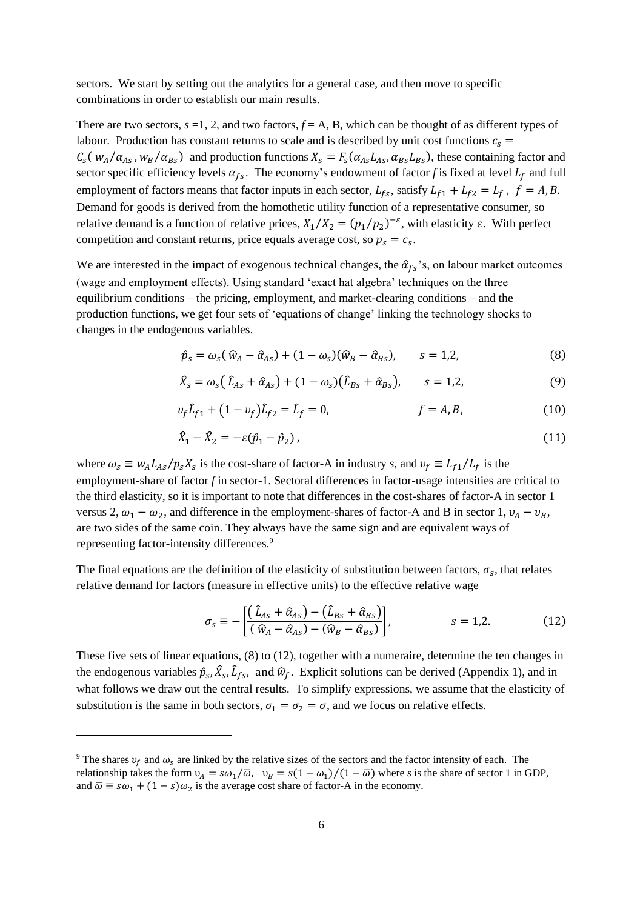sectors. We start by setting out the analytics for a general case, and then move to specific combinations in order to establish our main results.

There are two sectors, $s = 1, 2$, and two factors, $f = A, B$, which can be thought of as different types of labour. Production has constant returns to scale and is described by unit cost functions $c_s = C_s(w_A/\alpha_{As}, w_B/\alpha_{Bs})$ and production functions $X_s = F_s(\alpha_{As}L_{As}, \alpha_{Bs}L_{Bs})$, these containing factor and sector specific efficiency levels $\alpha_{fs}$. The economy's endowment of factor $f$ is fixed at level $L_f$ and full employment of factors means that factor inputs in each sector, $L_{fs}$, satisfy $L_{f1} + L_{f2} = L_f$, $f = A, B$. Demand for goods is derived from the homothetic utility function of a representative consumer, so relative demand is a function of relative prices, $X_1/X_2 = (p_1/p_2)^{-\varepsilon}$, with elasticity $\varepsilon$. With perfect competition and constant returns, price equals average cost, so $p_s = c_s$.

We are interested in the impact of exogenous technical changes, the $\hat{\alpha}_{fs}$'s, on labour market outcomes (wage and employment effects). Using standard 'exact hat algebra' techniques on the three equilibrium conditions – the pricing, employment, and market-clearing conditions – and the production functions, we get four sets of 'equations of change' linking the technology shocks to changes in the endogenous variables.

$$\hat{p}_s = \omega_s(\hat{w}_A - \hat{\alpha}_{As}) + (1 - \omega_s)(\hat{w}_B - \hat{\alpha}_{Bs}), \qquad s = 1,2, \tag{8}$$

$$\hat{X}_s = \omega_s(\hat{L}_{As} + \hat{\alpha}_{As}) + (1 - \omega_s)(\hat{L}_{Bs} + \hat{\alpha}_{Bs}), \qquad s = 1,2, \tag{9}$$

$$\upsilon_f \hat{L}_{f1} + (1 - \upsilon_f)\hat{L}_{f2} = \hat{L}_f = 0, \qquad f = A, B, \tag{10}$$

$$\hat{X}_1 - \hat{X}_2 = -\varepsilon(\hat{p}_1 - \hat{p}_2), \tag{11}$$

where $\omega_s \equiv w_A L_{As}/p_s X_s$ is the cost-share of factor-A in industry $s$, and $\upsilon_f \equiv L_{f1}/L_f$ is the employment-share of factor $f$ in sector-1. Sectoral differences in factor-usage intensities are critical to the third elasticity, so it is important to note that differences in the cost-shares of factor-A in sector 1 versus 2, $\omega_1 - \omega_2$, and difference in the employment-shares of factor-A and B in sector 1, $\upsilon_A - \upsilon_B$, are two sides of the same coin. They always have the same sign and are equivalent ways of representing factor-intensity differences.[9]

The final equations are the definition of the elasticity of substitution between factors, $\sigma_s$, that relates relative demand for factors (measure in effective units) to the effective relative wage

$$\sigma_s \equiv -\left[\frac{(\hat{L}_{As} + \hat{\alpha}_{As}) - (\hat{L}_{Bs} + \hat{\alpha}_{Bs})}{(\hat{w}_A - \hat{\alpha}_{As}) - (\hat{w}_B - \hat{\alpha}_{Bs})}\right], \qquad s = 1,2. \tag{12}$$

These five sets of linear equations, (8) to (12), together with a numeraire, determine the ten changes in the endogenous variables $\hat{p}_s, \hat{X}_s, \hat{L}_{fs}$, and $\hat{w}_f$. Explicit solutions can be derived (Appendix 1), and in what follows we draw out the central results. To simplify expressions, we assume that the elasticity of substitution is the same in both sectors, $\sigma_1 = \sigma_2 = \sigma$, and we focus on relative effects.

[9] The shares $\upsilon_f$ and $\omega_s$ are linked by the relative sizes of the sectors and the factor intensity of each. The relationship takes the form $\upsilon_A = s\omega_1/\bar{\omega}$, $\upsilon_B = s(1 - \omega_1)/(1 - \bar{\omega})$ where $s$ is the share of sector 1 in GDP, and $\bar{\omega} \equiv s\omega_1 + (1 - s)\omega_2$ is the average cost share of factor-A in the economy.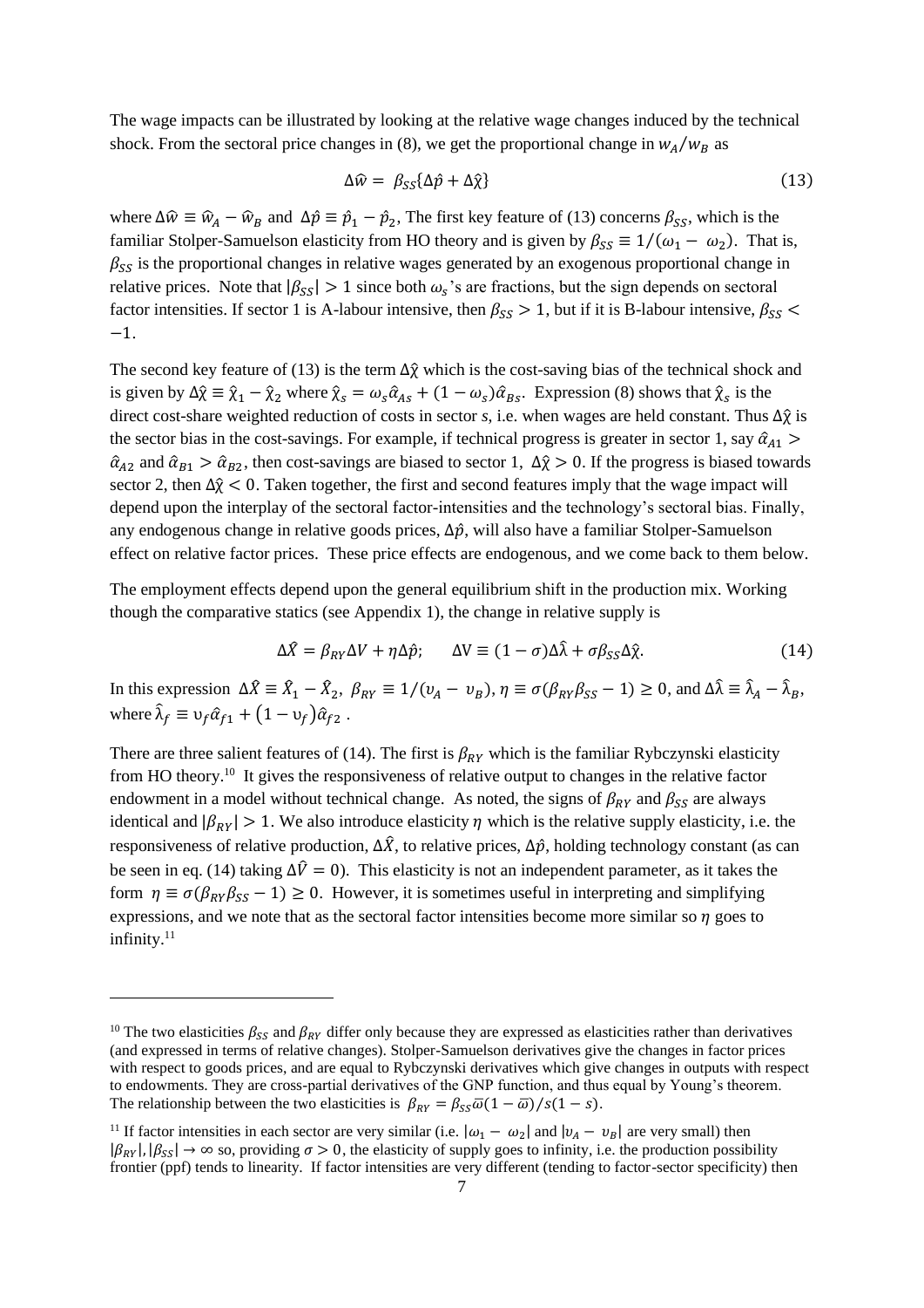The wage impacts can be illustrated by looking at the relative wage changes induced by the technical shock. From the sectoral price changes in (8), we get the proportional change in $w_A/w_B$ as

$$\Delta\hat{w} = \beta_{SS}\{\Delta\hat{p} + \Delta\hat{\chi}\} \tag{13}$$

where $\Delta\hat{w} \equiv \hat{w}_A - \hat{w}_B$ and $\Delta\hat{p} \equiv \hat{p}_1 - \hat{p}_2$, The first key feature of (13) concerns $\beta_{SS}$, which is the familiar Stolper-Samuelson elasticity from HO theory and is given by $\beta_{SS} \equiv 1/(\omega_1 - \omega_2)$. That is, $\beta_{SS}$ is the proportional changes in relative wages generated by an exogenous proportional change in relative prices. Note that $|\beta_{SS}| > 1$ since both $\omega_s$'s are fractions, but the sign depends on sectoral factor intensities. If sector 1 is A-labour intensive, then $\beta_{SS} > 1$, but if it is B-labour intensive, $\beta_{SS} < -1$.

The second key feature of (13) is the term $\Delta\hat{\chi}$ which is the cost-saving bias of the technical shock and is given by $\Delta\hat{\chi} \equiv \hat{\chi}_1 - \hat{\chi}_2$ where $\hat{\chi}_s = \omega_s\hat{\alpha}_{As} + (1-\omega_s)\hat{\alpha}_{Bs}$. Expression (8) shows that $\hat{\chi}_s$ is the direct cost-share weighted reduction of costs in sector *s*, i.e. when wages are held constant. Thus $\Delta\hat{\chi}$ is the sector bias in the cost-savings. For example, if technical progress is greater in sector 1, say $\hat{\alpha}_{A1} > \hat{\alpha}_{A2}$ and $\hat{\alpha}_{B1} > \hat{\alpha}_{B2}$, then cost-savings are biased to sector 1, $\Delta\hat{\chi} > 0$. If the progress is biased towards sector 2, then $\Delta\hat{\chi} < 0$. Taken together, the first and second features imply that the wage impact will depend upon the interplay of the sectoral factor-intensities and the technology's sectoral bias. Finally, any endogenous change in relative goods prices, $\Delta\hat{p}$, will also have a familiar Stolper-Samuelson effect on relative factor prices. These price effects are endogenous, and we come back to them below.

The employment effects depend upon the general equilibrium shift in the production mix. Working though the comparative statics (see Appendix 1), the change in relative supply is

$$\Delta\hat{X} = \beta_{RY}\Delta V + \eta\Delta\hat{p}; \qquad \Delta V \equiv (1-\sigma)\Delta\hat{\lambda} + \sigma\beta_{SS}\Delta\hat{\chi}. \tag{14}$$

In this expression $\Delta\hat{X} \equiv \hat{X}_1 - \hat{X}_2$, $\beta_{RY} \equiv 1/(\upsilon_A - \upsilon_B)$, $\eta \equiv \sigma(\beta_{RY}\beta_{SS} - 1) \geq 0$, and $\Delta\hat{\lambda} \equiv \hat{\lambda}_A - \hat{\lambda}_B$, where $\hat{\lambda}_f \equiv \upsilon_f\hat{\alpha}_{f1} + (1-\upsilon_f)\hat{\alpha}_{f2}$ .

There are three salient features of (14). The first is $\beta_{RY}$ which is the familiar Rybczynski elasticity from HO theory.[10] It gives the responsiveness of relative output to changes in the relative factor endowment in a model without technical change. As noted, the signs of $\beta_{RY}$ and $\beta_{SS}$ are always identical and $|\beta_{RY}| > 1$. We also introduce elasticity $\eta$ which is the relative supply elasticity, i.e. the responsiveness of relative production, $\Delta\hat{X}$, to relative prices, $\Delta\hat{p}$, holding technology constant (as can be seen in eq. (14) taking $\Delta\hat{V} = 0$). This elasticity is not an independent parameter, as it takes the form $\eta \equiv \sigma(\beta_{RY}\beta_{SS} - 1) \geq 0$. However, it is sometimes useful in interpreting and simplifying expressions, and we note that as the sectoral factor intensities become more similar so $\eta$ goes to infinity.[11]

[10] The two elasticities $\beta_{SS}$ and $\beta_{RY}$ differ only because they are expressed as elasticities rather than derivatives (and expressed in terms of relative changes). Stolper-Samuelson derivatives give the changes in factor prices with respect to goods prices, and are equal to Rybczynski derivatives which give changes in outputs with respect to endowments. They are cross-partial derivatives of the GNP function, and thus equal by Young's theorem. The relationship between the two elasticities is $\beta_{RY} = \beta_{SS}\bar{\omega}(1-\bar{\omega})/s(1-s)$.

[11] If factor intensities in each sector are very similar (i.e. $|\omega_1 - \omega_2|$ and $|\upsilon_A - \upsilon_B|$ are very small) then $|\beta_{RY}|, |\beta_{SS}| \to \infty$ so, providing $\sigma > 0$, the elasticity of supply goes to infinity, i.e. the production possibility frontier (ppf) tends to linearity. If factor intensities are very different (tending to factor-sector specificity) then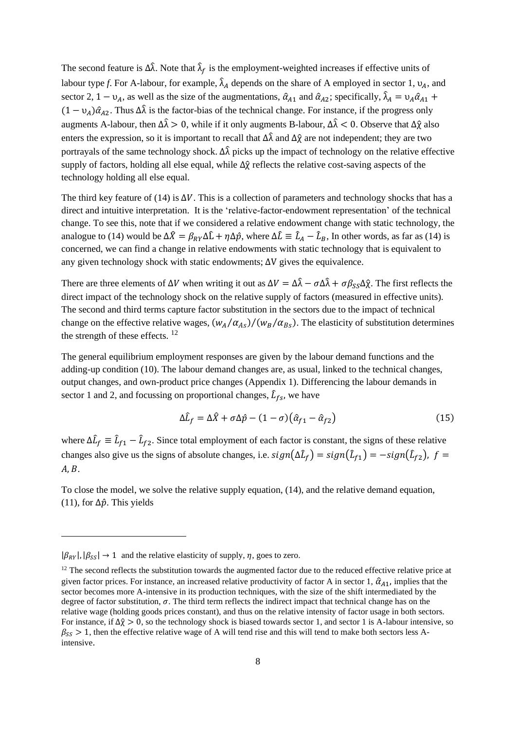The second feature is $\Delta\hat{\lambda}$. Note that $\hat{\lambda}_f$ is the employment-weighted increases if effective units of labour type *f*. For A-labour, for example, $\hat{\lambda}_A$ depends on the share of A employed in sector 1, $\upsilon_A$, and sector 2, $1 - \upsilon_A$, as well as the size of the augmentations, $\hat{\alpha}_{A1}$ and $\hat{\alpha}_{A2}$; specifically, $\hat{\lambda}_A = \upsilon_A \hat{\alpha}_{A1} + (1 - \upsilon_A)\hat{\alpha}_{A2}$. Thus $\Delta\hat{\lambda}$ is the factor-bias of the technical change. For instance, if the progress only augments A-labour, then $\Delta\hat{\lambda} > 0$, while if it only augments B-labour, $\Delta\hat{\lambda} < 0$. Observe that $\Delta\hat{\chi}$ also enters the expression, so it is important to recall that $\Delta\hat{\lambda}$ and $\Delta\hat{\chi}$ are not independent; they are two portrayals of the same technology shock. $\Delta\hat{\lambda}$ picks up the impact of technology on the relative effective supply of factors, holding all else equal, while $\Delta\hat{\chi}$ reflects the relative cost-saving aspects of the technology holding all else equal.

The third key feature of (14) is $\Delta V$. This is a collection of parameters and technology shocks that has a direct and intuitive interpretation. It is the 'relative-factor-endowment representation' of the technical change. To see this, note that if we considered a relative endowment change with static technology, the analogue to (14) would be $\Delta\hat{X} = \beta_{RY}\Delta\hat{L} + \eta\Delta\hat{p}$, where $\Delta\hat{L} \equiv \hat{L}_A - \hat{L}_B$, In other words, as far as (14) is concerned, we can find a change in relative endowments with static technology that is equivalent to any given technology shock with static endowments; $\Delta V$ gives the equivalence.

There are three elements of $\Delta V$ when writing it out as $\Delta V = \Delta\hat{\lambda} - \sigma\Delta\hat{\lambda} + \sigma\beta_{SS}\Delta\hat{\chi}$. The first reflects the direct impact of the technology shock on the relative supply of factors (measured in effective units). The second and third terms capture factor substitution in the sectors due to the impact of technical change on the effective relative wages, $(w_A/\alpha_{As})/(w_B/\alpha_{Bs})$. The elasticity of substitution determines the strength of these effects. [12]

The general equilibrium employment responses are given by the labour demand functions and the adding-up condition (10). The labour demand changes are, as usual, linked to the technical changes, output changes, and own-product price changes (Appendix 1). Differencing the labour demands in sector 1 and 2, and focussing on proportional changes, $\hat{L}_{fs}$, we have

$$\Delta\hat{L}_f = \Delta\hat{X} + \sigma\Delta\hat{p} - (1 - \sigma)\left(\hat{\alpha}_{f1} - \hat{\alpha}_{f2}\right) \tag{15}$$

where $\Delta\hat{L}_f \equiv \hat{L}_{f1} - \hat{L}_{f2}$. Since total employment of each factor is constant, the signs of these relative changes also give us the signs of absolute changes, i.e. $sign(\Delta\hat{L}_f) = sign(\hat{L}_{f1}) = -sign(\hat{L}_{f2}),\ f = A, B$.

To close the model, we solve the relative supply equation, (14), and the relative demand equation, (11), for $\Delta\hat{p}$. This yields

---

$|\beta_{RY}|, |\beta_{SS}| \to 1$ and the relative elasticity of supply, $\eta$, goes to zero.

[12] The second reflects the substitution towards the augmented factor due to the reduced effective relative price at given factor prices. For instance, an increased relative productivity of factor A in sector 1, $\hat{\alpha}_{A1}$, implies that the sector becomes more A-intensive in its production techniques, with the size of the shift intermediated by the degree of factor substitution, $\sigma$. The third term reflects the indirect impact that technical change has on the relative wage (holding goods prices constant), and thus on the relative intensity of factor usage in both sectors. For instance, if $\Delta\hat{\chi} > 0$, so the technology shock is biased towards sector 1, and sector 1 is A-labour intensive, so $\beta_{SS} > 1$, then the effective relative wage of A will tend rise and this will tend to make both sectors less A-intensive.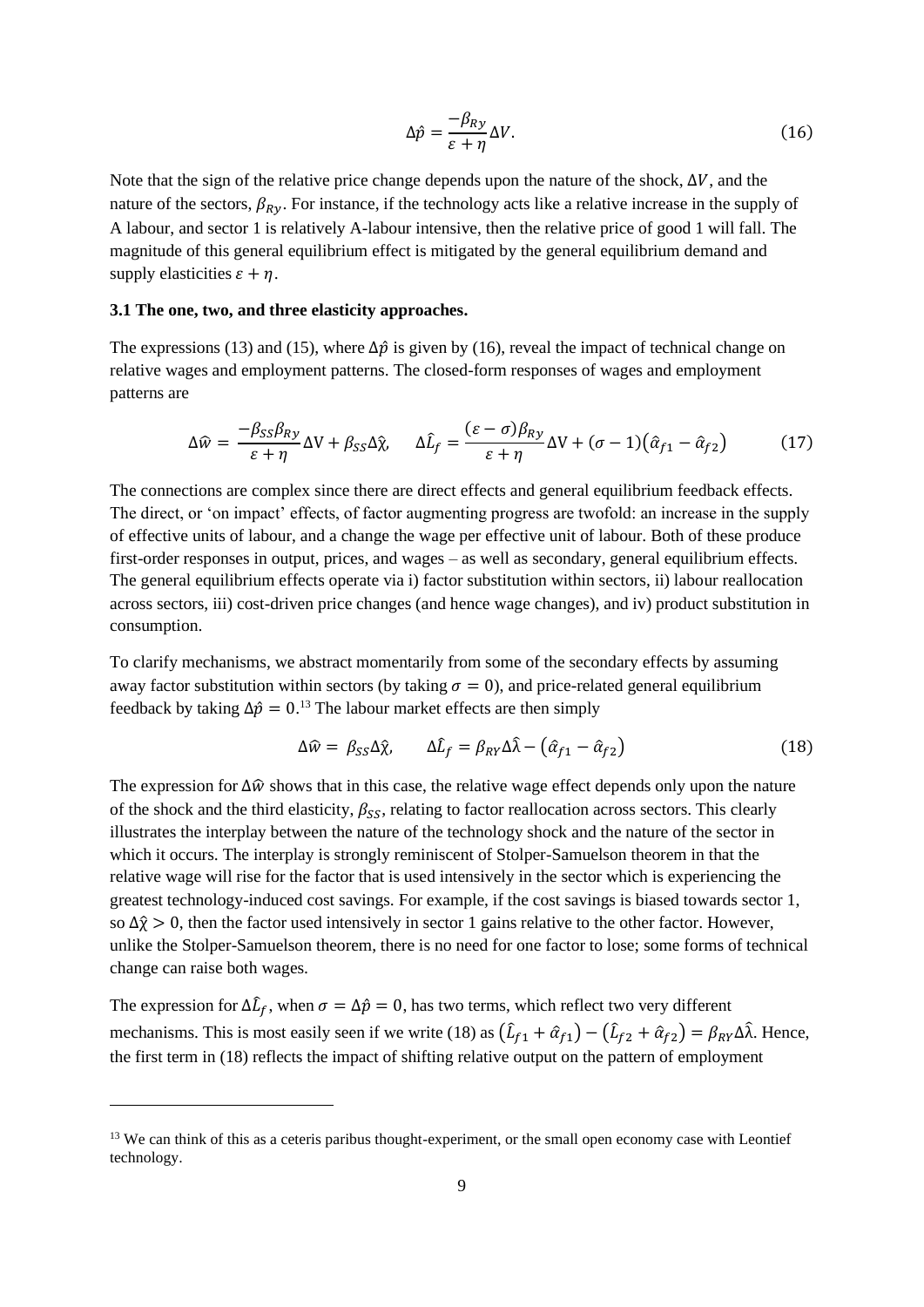$$\Delta\hat{p} = \frac{-\beta_{Ry}}{\varepsilon + \eta}\Delta V. \tag{16}$$

Note that the sign of the relative price change depends upon the nature of the shock, $\Delta V$, and the nature of the sectors, $\beta_{Ry}$. For instance, if the technology acts like a relative increase in the supply of A labour, and sector 1 is relatively A-labour intensive, then the relative price of good 1 will fall. The magnitude of this general equilibrium effect is mitigated by the general equilibrium demand and supply elasticities $\varepsilon + \eta$.

### 3.1 The one, two, and three elasticity approaches.

The expressions (13) and (15), where $\Delta\hat{p}$ is given by (16), reveal the impact of technical change on relative wages and employment patterns. The closed-form responses of wages and employment patterns are

$$\Delta\hat{w} = \frac{-\beta_{SS}\beta_{Ry}}{\varepsilon + \eta}\Delta V + \beta_{SS}\Delta\hat{\chi}, \qquad \Delta\hat{L}_f = \frac{(\varepsilon - \sigma)\beta_{Ry}}{\varepsilon + \eta}\Delta V + (\sigma - 1)(\hat{\alpha}_{f1} - \hat{\alpha}_{f2}) \tag{17}$$

The connections are complex since there are direct effects and general equilibrium feedback effects. The direct, or 'on impact' effects, of factor augmenting progress are twofold: an increase in the supply of effective units of labour, and a change the wage per effective unit of labour. Both of these produce first-order responses in output, prices, and wages – as well as secondary, general equilibrium effects. The general equilibrium effects operate via i) factor substitution within sectors, ii) labour reallocation across sectors, iii) cost-driven price changes (and hence wage changes), and iv) product substitution in consumption.

To clarify mechanisms, we abstract momentarily from some of the secondary effects by assuming away factor substitution within sectors (by taking $\sigma = 0$), and price-related general equilibrium feedback by taking $\Delta\hat{p} = 0$.[13] The labour market effects are then simply

$$\Delta\hat{w} = \beta_{SS}\Delta\hat{\chi}, \qquad \Delta\hat{L}_f = \beta_{RY}\Delta\hat{\lambda} - (\hat{\alpha}_{f1} - \hat{\alpha}_{f2}) \tag{18}$$

The expression for $\Delta\hat{w}$ shows that in this case, the relative wage effect depends only upon the nature of the shock and the third elasticity, $\beta_{SS}$, relating to factor reallocation across sectors. This clearly illustrates the interplay between the nature of the technology shock and the nature of the sector in which it occurs. The interplay is strongly reminiscent of Stolper-Samuelson theorem in that the relative wage will rise for the factor that is used intensively in the sector which is experiencing the greatest technology-induced cost savings. For example, if the cost savings is biased towards sector 1, so $\Delta\hat{\chi} > 0$, then the factor used intensively in sector 1 gains relative to the other factor. However, unlike the Stolper-Samuelson theorem, there is no need for one factor to lose; some forms of technical change can raise both wages.

The expression for $\Delta\hat{L}_f$, when $\sigma = \Delta\hat{p} = 0$, has two terms, which reflect two very different mechanisms. This is most easily seen if we write (18) as $(\hat{L}_{f1} + \hat{\alpha}_{f1}) - (\hat{L}_{f2} + \hat{\alpha}_{f2}) = \beta_{RY}\Delta\hat{\lambda}$. Hence, the first term in (18) reflects the impact of shifting relative output on the pattern of employment

[13] We can think of this as a ceteris paribus thought-experiment, or the small open economy case with Leontief technology.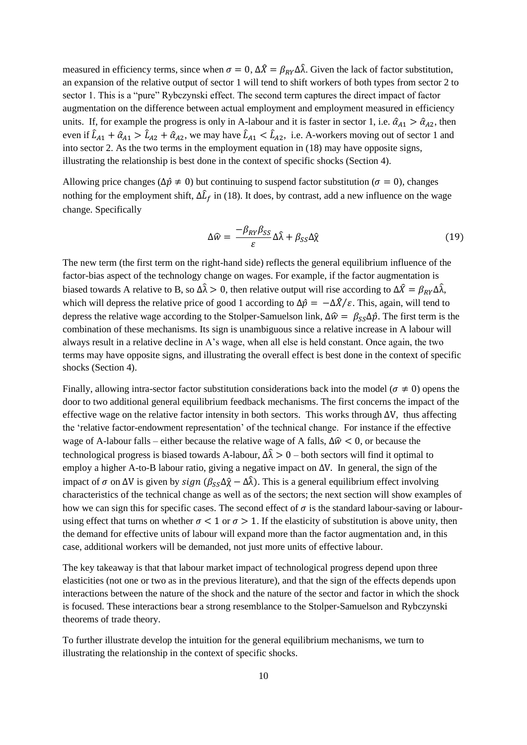measured in efficiency terms, since when $\sigma = 0$, $\Delta\hat{X} = \beta_{RY}\Delta\hat{\lambda}$. Given the lack of factor substitution, an expansion of the relative output of sector 1 will tend to shift workers of both types from sector 2 to sector 1. This is a "pure" Rybczynski effect. The second term captures the direct impact of factor augmentation on the difference between actual employment and employment measured in efficiency units. If, for example the progress is only in A-labour and it is faster in sector 1, i.e. $\hat{\alpha}_{A1} > \hat{\alpha}_{A2}$, then even if $\hat{L}_{A1} + \hat{\alpha}_{A1} > \hat{L}_{A2} + \hat{\alpha}_{A2}$, we may have $\hat{L}_{A1} < \hat{L}_{A2}$, i.e. A-workers moving out of sector 1 and into sector 2. As the two terms in the employment equation in (18) may have opposite signs, illustrating the relationship is best done in the context of specific shocks (Section 4).

Allowing price changes ($\Delta\hat{p} \neq 0$) but continuing to suspend factor substitution ($\sigma = 0$), changes nothing for the employment shift, $\Delta\hat{L}_f$ in (18). It does, by contrast, add a new influence on the wage change. Specifically

$$\Delta\hat{w} = \frac{-\beta_{RY}\beta_{SS}}{\varepsilon}\Delta\hat{\lambda} + \beta_{SS}\Delta\hat{\chi} \tag{19}$$

The new term (the first term on the right-hand side) reflects the general equilibrium influence of the factor-bias aspect of the technology change on wages. For example, if the factor augmentation is biased towards A relative to B, so $\Delta\hat{\lambda} > 0$, then relative output will rise according to $\Delta\hat{X} = \beta_{RY}\Delta\hat{\lambda}$, which will depress the relative price of good 1 according to $\Delta\hat{p} = -\Delta\hat{X}/\varepsilon$. This, again, will tend to depress the relative wage according to the Stolper-Samuelson link, $\Delta\hat{w} = \beta_{SS}\Delta\hat{p}$. The first term is the combination of these mechanisms. Its sign is unambiguous since a relative increase in A labour will always result in a relative decline in A's wage, when all else is held constant. Once again, the two terms may have opposite signs, and illustrating the overall effect is best done in the context of specific shocks (Section 4).

Finally, allowing intra-sector factor substitution considerations back into the model ($\sigma \neq 0$) opens the door to two additional general equilibrium feedback mechanisms. The first concerns the impact of the effective wage on the relative factor intensity in both sectors. This works through $\Delta V$, thus affecting the 'relative factor-endowment representation' of the technical change. For instance if the effective wage of A-labour falls – either because the relative wage of A falls, $\Delta\hat{w} < 0$, or because the technological progress is biased towards A-labour, $\Delta\hat{\lambda} > 0$ – both sectors will find it optimal to employ a higher A-to-B labour ratio, giving a negative impact on $\Delta V$. In general, the sign of the impact of $\sigma$ on $\Delta V$ is given by $sign\ (\beta_{SS}\Delta\hat{\chi} - \Delta\hat{\lambda})$. This is a general equilibrium effect involving characteristics of the technical change as well as of the sectors; the next section will show examples of how we can sign this for specific cases. The second effect of $\sigma$ is the standard labour-saving or labour-using effect that turns on whether $\sigma < 1$ or $\sigma > 1$. If the elasticity of substitution is above unity, then the demand for effective units of labour will expand more than the factor augmentation and, in this case, additional workers will be demanded, not just more units of effective labour.

The key takeaway is that that labour market impact of technological progress depend upon three elasticities (not one or two as in the previous literature), and that the sign of the effects depends upon interactions between the nature of the shock and the nature of the sector and factor in which the shock is focused. These interactions bear a strong resemblance to the Stolper-Samuelson and Rybczynski theorems of trade theory.

To further illustrate develop the intuition for the general equilibrium mechanisms, we turn to illustrating the relationship in the context of specific shocks.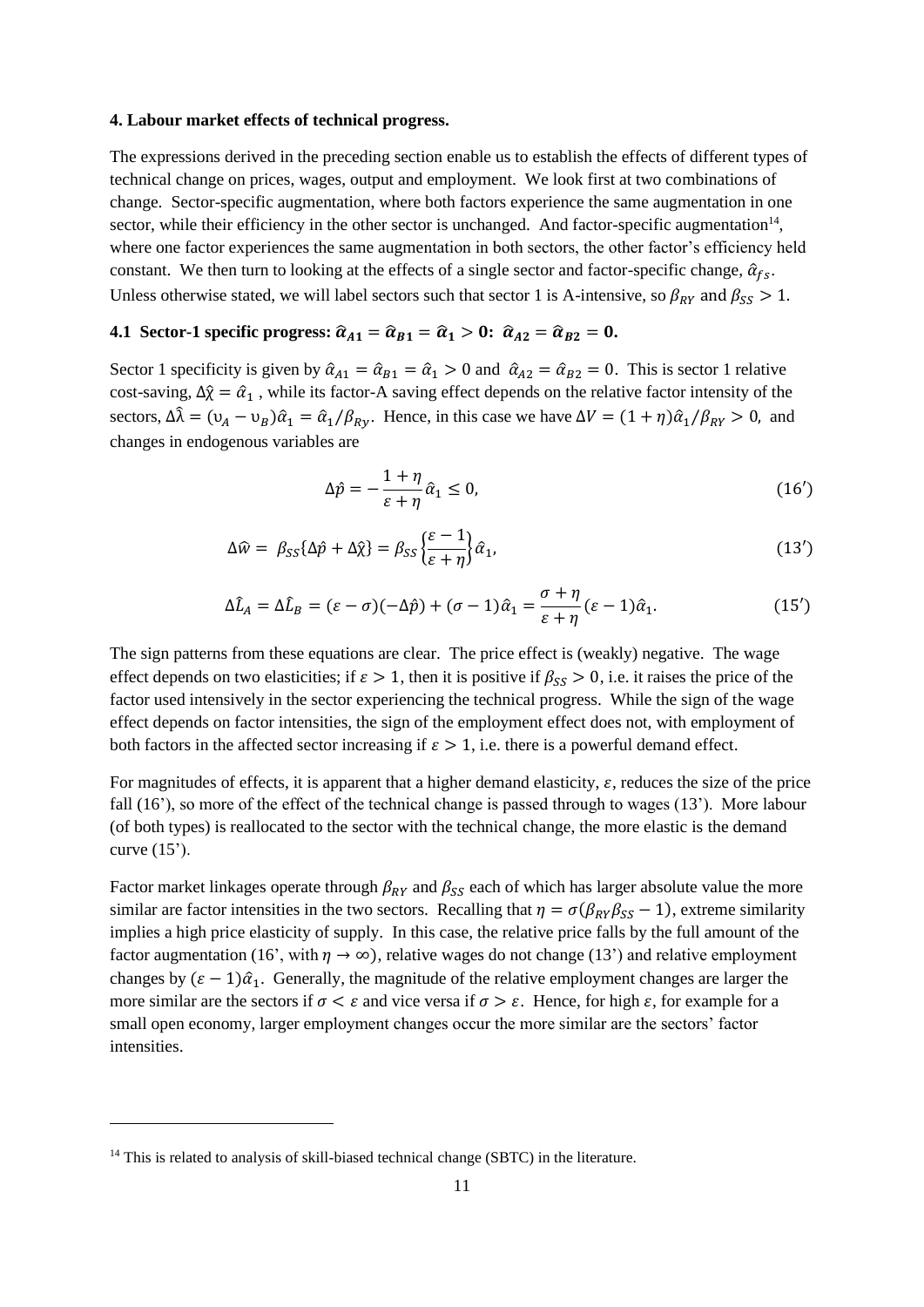### 4. Labour market effects of technical progress.

The expressions derived in the preceding section enable us to establish the effects of different types of technical change on prices, wages, output and employment. We look first at two combinations of change. Sector-specific augmentation, where both factors experience the same augmentation in one sector, while their efficiency in the other sector is unchanged. And factor-specific augmentation[14], where one factor experiences the same augmentation in both sectors, the other factor's efficiency held constant. We then turn to looking at the effects of a single sector and factor-specific change, $\hat{\alpha}_{fs}$. Unless otherwise stated, we will label sectors such that sector 1 is A-intensive, so $\beta_{RY}$ and $\beta_{SS} > 1$.

### 4.1 Sector-1 specific progress: $\hat{\alpha}_{A1} = \hat{\alpha}_{B1} = \hat{\alpha}_1 > 0$: $\hat{\alpha}_{A2} = \hat{\alpha}_{B2} = 0$.

Sector 1 specificity is given by $\hat{\alpha}_{A1} = \hat{\alpha}_{B1} = \hat{\alpha}_1 > 0$ and $\hat{\alpha}_{A2} = \hat{\alpha}_{B2} = 0$. This is sector 1 relative cost-saving, $\Delta\hat{\chi} = \hat{\alpha}_1$, while its factor-A saving effect depends on the relative factor intensity of the sectors, $\Delta\hat{\lambda} = (\upsilon_A - \upsilon_B)\hat{\alpha}_1 = \hat{\alpha}_1/\beta_{Ry}$. Hence, in this case we have $\Delta V = (1+\eta)\hat{\alpha}_1/\beta_{RY} > 0$, and changes in endogenous variables are

$$\Delta\hat{p} = -\frac{1+\eta}{\varepsilon+\eta}\hat{\alpha}_1 \leq 0, \tag{16'}$$

$$\Delta\hat{w} = \beta_{SS}\{\Delta\hat{p} + \Delta\hat{\chi}\} = \beta_{SS}\left\{\frac{\varepsilon-1}{\varepsilon+\eta}\right\}\hat{\alpha}_1, \tag{13'}$$

$$\Delta\hat{L}_A = \Delta\hat{L}_B = (\varepsilon-\sigma)(-\Delta\hat{p}) + (\sigma-1)\hat{\alpha}_1 = \frac{\sigma+\eta}{\varepsilon+\eta}(\varepsilon-1)\hat{\alpha}_1. \tag{15'}$$

The sign patterns from these equations are clear. The price effect is (weakly) negative. The wage effect depends on two elasticities; if $\varepsilon > 1$, then it is positive if $\beta_{SS} > 0$, i.e. it raises the price of the factor used intensively in the sector experiencing the technical progress. While the sign of the wage effect depends on factor intensities, the sign of the employment effect does not, with employment of both factors in the affected sector increasing if $\varepsilon > 1$, i.e. there is a powerful demand effect.

For magnitudes of effects, it is apparent that a higher demand elasticity, $\varepsilon$, reduces the size of the price fall (16'), so more of the effect of the technical change is passed through to wages (13'). More labour (of both types) is reallocated to the sector with the technical change, the more elastic is the demand curve (15').

Factor market linkages operate through $\beta_{RY}$ and $\beta_{SS}$ each of which has larger absolute value the more similar are factor intensities in the two sectors. Recalling that $\eta = \sigma(\beta_{RY}\beta_{SS} - 1)$, extreme similarity implies a high price elasticity of supply. In this case, the relative price falls by the full amount of the factor augmentation (16', with $\eta \to \infty$), relative wages do not change (13') and relative employment changes by $(\varepsilon - 1)\hat{\alpha}_1$. Generally, the magnitude of the relative employment changes are larger the more similar are the sectors if $\sigma < \varepsilon$ and vice versa if $\sigma > \varepsilon$. Hence, for high $\varepsilon$, for example for a small open economy, larger employment changes occur the more similar are the sectors' factor intensities.

[14] This is related to analysis of skill-biased technical change (SBTC) in the literature.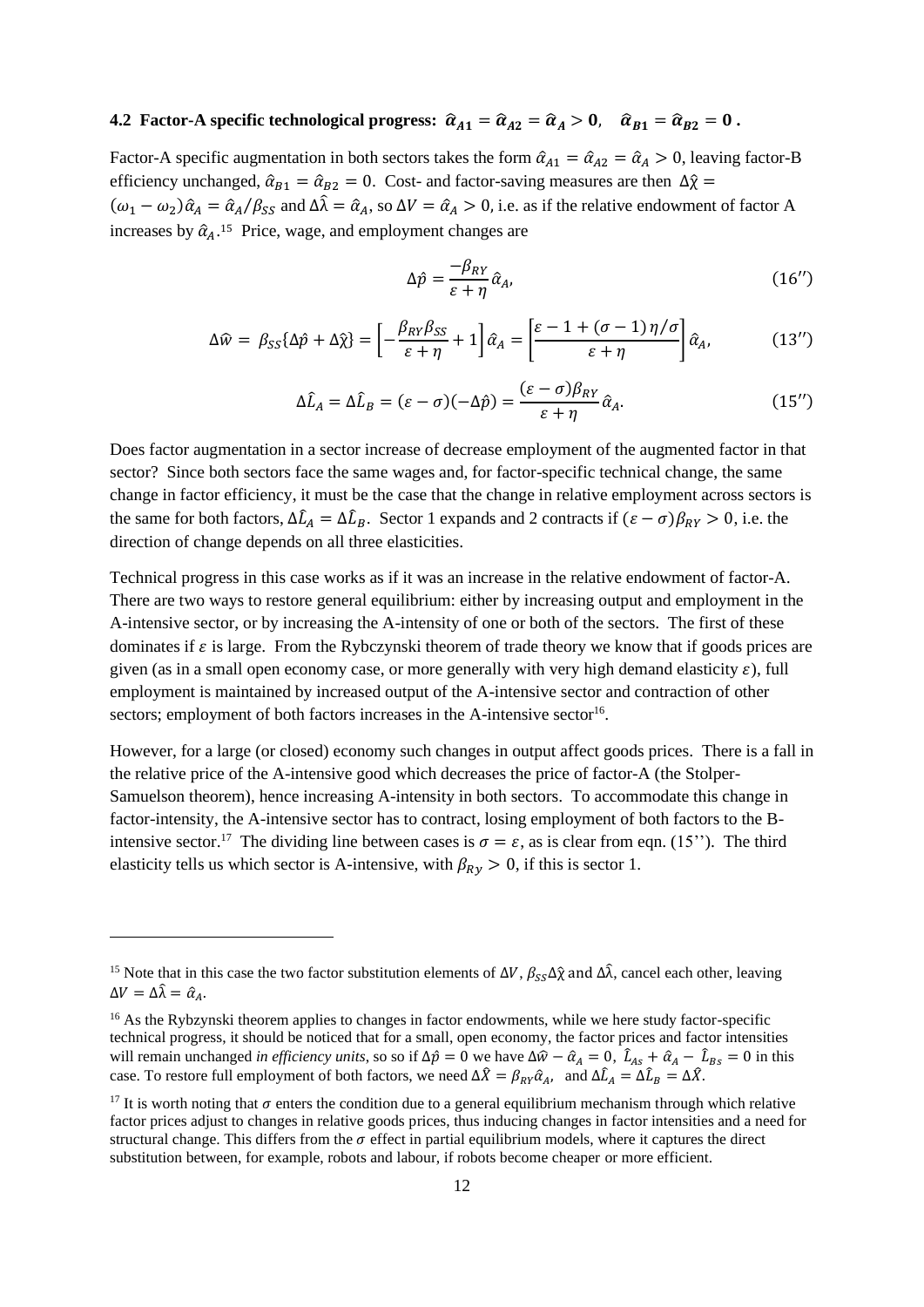### 4.2 Factor-A specific technological progress: $\hat{\alpha}_{A1} = \hat{\alpha}_{A2} = \hat{\alpha}_A > 0$, $\hat{\alpha}_{B1} = \hat{\alpha}_{B2} = 0$ .

Factor-A specific augmentation in both sectors takes the form $\hat{\alpha}_{A1} = \hat{\alpha}_{A2} = \hat{\alpha}_A > 0$, leaving factor-B efficiency unchanged, $\hat{\alpha}_{B1} = \hat{\alpha}_{B2} = 0$. Cost- and factor-saving measures are then $\Delta\hat{\chi} = (\omega_1 - \omega_2)\hat{\alpha}_A = \hat{\alpha}_A/\beta_{SS}$ and $\Delta\hat{\lambda} = \hat{\alpha}_A$, so $\Delta V = \hat{\alpha}_A > 0$, i.e. as if the relative endowment of factor A increases by $\hat{\alpha}_A$.[15] Price, wage, and employment changes are

$$\Delta\hat{p} = \frac{-\beta_{RY}}{\varepsilon + \eta}\hat{\alpha}_A, \tag{16''}$$

$$\Delta\hat{w} = \beta_{SS}\{\Delta\hat{p} + \Delta\hat{\chi}\} = \left[-\frac{\beta_{RY}\beta_{SS}}{\varepsilon + \eta} + 1\right]\hat{\alpha}_A = \left[\frac{\varepsilon - 1 + (\sigma - 1)\,\eta/\sigma}{\varepsilon + \eta}\right]\hat{\alpha}_A, \tag{13''}$$

$$\Delta\hat{L}_A = \Delta\hat{L}_B = (\varepsilon - \sigma)(-\Delta\hat{p}) = \frac{(\varepsilon - \sigma)\beta_{RY}}{\varepsilon + \eta}\hat{\alpha}_A. \tag{15''}$$

Does factor augmentation in a sector increase of decrease employment of the augmented factor in that sector? Since both sectors face the same wages and, for factor-specific technical change, the same change in factor efficiency, it must be the case that the change in relative employment across sectors is the same for both factors, $\Delta\hat{L}_A = \Delta\hat{L}_B$. Sector 1 expands and 2 contracts if $(\varepsilon - \sigma)\beta_{RY} > 0$, i.e. the direction of change depends on all three elasticities.

Technical progress in this case works as if it was an increase in the relative endowment of factor-A. There are two ways to restore general equilibrium: either by increasing output and employment in the A-intensive sector, or by increasing the A-intensity of one or both of the sectors. The first of these dominates if $\varepsilon$ is large. From the Rybczynski theorem of trade theory we know that if goods prices are given (as in a small open economy case, or more generally with very high demand elasticity $\varepsilon$), full employment is maintained by increased output of the A-intensive sector and contraction of other sectors; employment of both factors increases in the A-intensive sector[16].

However, for a large (or closed) economy such changes in output affect goods prices. There is a fall in the relative price of the A-intensive good which decreases the price of factor-A (the Stolper-Samuelson theorem), hence increasing A-intensity in both sectors. To accommodate this change in factor-intensity, the A-intensive sector has to contract, losing employment of both factors to the B-intensive sector.[17] The dividing line between cases is $\sigma = \varepsilon$, as is clear from eqn. (15''). The third elasticity tells us which sector is A-intensive, with $\beta_{Ry} > 0$, if this is sector 1.

---

[15] Note that in this case the two factor substitution elements of $\Delta V$, $\beta_{SS}\Delta\hat{\chi}$ and $\Delta\hat{\lambda}$, cancel each other, leaving $\Delta V = \Delta\hat{\lambda} = \hat{\alpha}_A$.

[16] As the Rybzynski theorem applies to changes in factor endowments, while we here study factor-specific technical progress, it should be noticed that for a small, open economy, the factor prices and factor intensities will remain unchanged *in efficiency units*, so so if $\Delta\hat{p} = 0$ we have $\Delta\hat{w} - \hat{\alpha}_A = 0$, $\hat{L}_{As} + \hat{\alpha}_A - \hat{L}_{Bs} = 0$ in this case. To restore full employment of both factors, we need $\Delta\hat{X} = \beta_{RY}\hat{\alpha}_A$, and $\Delta\hat{L}_A = \Delta\hat{L}_B = \Delta\hat{X}$.

[17] It is worth noting that $\sigma$ enters the condition due to a general equilibrium mechanism through which relative factor prices adjust to changes in relative goods prices, thus inducing changes in factor intensities and a need for structural change. This differs from the $\sigma$ effect in partial equilibrium models, where it captures the direct substitution between, for example, robots and labour, if robots become cheaper or more efficient.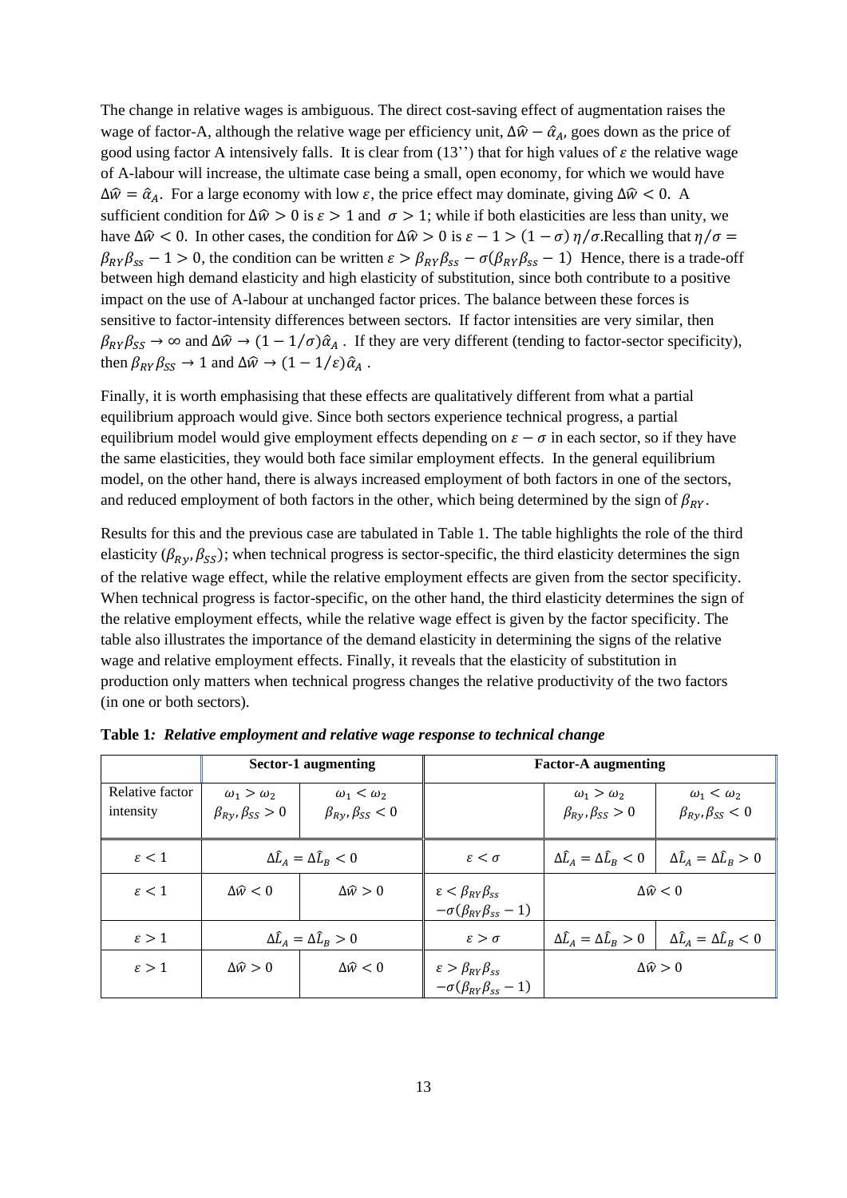The change in relative wages is ambiguous. The direct cost-saving effect of augmentation raises the wage of factor-A, although the relative wage per efficiency unit, $\Delta\widehat{w} - \hat{\alpha}_A$, goes down as the price of good using factor A intensively falls. It is clear from (13'') that for high values of $\varepsilon$ the relative wage of A-labour will increase, the ultimate case being a small, open economy, for which we would have $\Delta\widehat{w} = \hat{\alpha}_A$. For a large economy with low $\varepsilon$, the price effect may dominate, giving $\Delta\widehat{w} < 0$. A sufficient condition for $\Delta\widehat{w} > 0$ is $\varepsilon > 1$ and $\sigma > 1$; while if both elasticities are less than unity, we have $\Delta\widehat{w} < 0$. In other cases, the condition for $\Delta\widehat{w} > 0$ is $\varepsilon - 1 > (1 - \sigma)\,\eta/\sigma$.Recalling that $\eta/\sigma = \beta_{RY}\beta_{ss} - 1 > 0$, the condition can be written $\varepsilon > \beta_{RY}\beta_{ss} - \sigma(\beta_{RY}\beta_{ss} - 1)$ Hence, there is a trade-off between high demand elasticity and high elasticity of substitution, since both contribute to a positive impact on the use of A-labour at unchanged factor prices. The balance between these forces is sensitive to factor-intensity differences between sectors. If factor intensities are very similar, then $\beta_{RY}\beta_{SS} \to \infty$ and $\Delta\widehat{w} \to (1 - 1/\sigma)\hat{\alpha}_A$ . If they are very different (tending to factor-sector specificity), then $\beta_{RY}\beta_{SS} \to 1$ and $\Delta\widehat{w} \to (1 - 1/\varepsilon)\hat{\alpha}_A$ .

Finally, it is worth emphasising that these effects are qualitatively different from what a partial equilibrium approach would give. Since both sectors experience technical progress, a partial equilibrium model would give employment effects depending on $\varepsilon - \sigma$ in each sector, so if they have the same elasticities, they would both face similar employment effects. In the general equilibrium model, on the other hand, there is always increased employment of both factors in one of the sectors, and reduced employment of both factors in the other, which being determined by the sign of $\beta_{RY}$.

Results for this and the previous case are tabulated in Table 1. The table highlights the role of the third elasticity ($\beta_{Ry}, \beta_{SS}$); when technical progress is sector-specific, the third elasticity determines the sign of the relative wage effect, while the relative employment effects are given from the sector specificity. When technical progress is factor-specific, on the other hand, the third elasticity determines the sign of the relative employment effects, while the relative wage effect is given by the factor specificity. The table also illustrates the importance of the demand elasticity in determining the signs of the relative wage and relative employment effects. Finally, it reveals that the elasticity of substitution in production only matters when technical progress changes the relative productivity of the two factors (in one or both sectors).

**Table 1*: Relative employment and relative wage response to technical change***

| | **Sector-1 augmenting** | | **Factor-A augmenting** | | |
|---|---|---|---|---|---|
| Relative factor intensity | $\omega_1 > \omega_2$ $\beta_{Ry}, \beta_{SS} > 0$ | $\omega_1 < \omega_2$ $\beta_{Ry}, \beta_{SS} < 0$ | | $\omega_1 > \omega_2$ $\beta_{Ry}, \beta_{SS} > 0$ | $\omega_1 < \omega_2$ $\beta_{Ry}, \beta_{SS} < 0$ |
| $\varepsilon < 1$ | $\Delta\hat{L}_A = \Delta\hat{L}_B < 0$ | | $\varepsilon < \sigma$ | $\Delta\hat{L}_A = \Delta\hat{L}_B < 0$ | $\Delta\hat{L}_A = \Delta\hat{L}_B > 0$ |
| $\varepsilon < 1$ | $\Delta\widehat{w} < 0$ | $\Delta\widehat{w} > 0$ | $\varepsilon < \beta_{RY}\beta_{ss} - \sigma(\beta_{RY}\beta_{ss} - 1)$ | $\Delta\widehat{w} < 0$ | |
| $\varepsilon > 1$ | $\Delta\hat{L}_A = \Delta\hat{L}_B > 0$ | | $\varepsilon > \sigma$ | $\Delta\hat{L}_A = \Delta\hat{L}_B > 0$ | $\Delta\hat{L}_A = \Delta\hat{L}_B < 0$ |
| $\varepsilon > 1$ | $\Delta\widehat{w} > 0$ | $\Delta\widehat{w} < 0$ | $\varepsilon > \beta_{RY}\beta_{ss} - \sigma(\beta_{RY}\beta_{ss} - 1)$ | $\Delta\widehat{w} > 0$ | |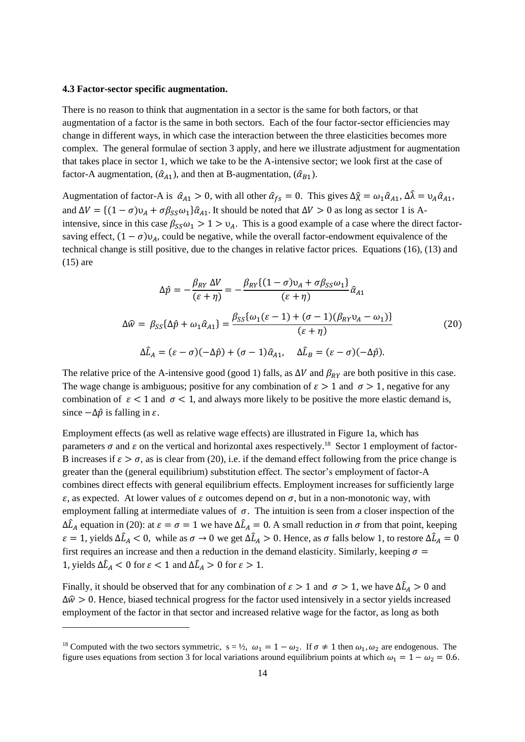### 4.3 Factor-sector specific augmentation.

There is no reason to think that augmentation in a sector is the same for both factors, or that augmentation of a factor is the same in both sectors. Each of the four factor-sector efficiencies may change in different ways, in which case the interaction between the three elasticities becomes more complex. The general formulae of section 3 apply, and here we illustrate adjustment for augmentation that takes place in sector 1, which we take to be the A-intensive sector; we look first at the case of factor-A augmentation, ($\hat{\alpha}_{A1}$), and then at B-augmentation, ($\hat{\alpha}_{B1}$).

Augmentation of factor-A is $\hat{\alpha}_{A1} > 0$, with all other $\hat{\alpha}_{fs} = 0$. This gives $\Delta\hat{\chi} = \omega_1\hat{\alpha}_{A1}$, $\Delta\hat{\lambda} = \upsilon_A\hat{\alpha}_{A1}$, and $\Delta V = \{(1-\sigma)\upsilon_A + \sigma\beta_{SS}\omega_1\}\hat{\alpha}_{A1}$. It should be noted that $\Delta V > 0$ as long as sector 1 is A-intensive, since in this case $\beta_{SS}\omega_1 > 1 > \upsilon_A$. This is a good example of a case where the direct factor-saving effect, $(1-\sigma)\upsilon_A$, could be negative, while the overall factor-endowment equivalence of the technical change is still positive, due to the changes in relative factor prices. Equations (16), (13) and (15) are

$$\Delta\hat{p} = -\frac{\beta_{RY}\,\Delta V}{(\varepsilon+\eta)} = -\frac{\beta_{RY}\{(1-\sigma)\upsilon_A + \sigma\beta_{SS}\omega_1\}}{(\varepsilon+\eta)}\hat{\alpha}_{A1}$$

$$\Delta\hat{w} = \beta_{SS}\{\Delta\hat{p} + \omega_1\hat{\alpha}_{A1}\} = \frac{\beta_{SS}\{\omega_1(\varepsilon-1) + (\sigma-1)(\beta_{RY}\upsilon_A - \omega_1)\}}{(\varepsilon+\eta)} \tag{20}$$

$$\Delta\hat{L}_A = (\varepsilon-\sigma)(-\Delta\hat{p}) + (\sigma-1)\hat{\alpha}_{A1}, \quad \Delta\hat{L}_B = (\varepsilon-\sigma)(-\Delta\hat{p}).$$

The relative price of the A-intensive good (good 1) falls, as $\Delta V$ and $\beta_{RY}$ are both positive in this case. The wage change is ambiguous; positive for any combination of $\varepsilon > 1$ and $\sigma > 1$, negative for any combination of $\varepsilon < 1$ and $\sigma < 1$, and always more likely to be positive the more elastic demand is, since $-\Delta\hat{p}$ is falling in $\varepsilon$.

Employment effects (as well as relative wage effects) are illustrated in Figure 1a, which has parameters $\sigma$ and $\varepsilon$ on the vertical and horizontal axes respectively.[18] Sector 1 employment of factor-B increases if $\varepsilon > \sigma$, as is clear from (20), i.e. if the demand effect following from the price change is greater than the (general equilibrium) substitution effect. The sector's employment of factor-A combines direct effects with general equilibrium effects. Employment increases for sufficiently large $\varepsilon$, as expected. At lower values of $\varepsilon$ outcomes depend on $\sigma$, but in a non-monotonic way, with employment falling at intermediate values of $\sigma$. The intuition is seen from a closer inspection of the $\Delta\hat{L}_A$ equation in (20): at $\varepsilon = \sigma = 1$ we have $\Delta\hat{L}_A = 0$. A small reduction in $\sigma$ from that point, keeping $\varepsilon = 1$, yields $\Delta\hat{L}_A < 0$, while as $\sigma \to 0$ we get $\Delta\hat{L}_A > 0$. Hence, as $\sigma$ falls below 1, to restore $\Delta\hat{L}_A = 0$ first requires an increase and then a reduction in the demand elasticity. Similarly, keeping $\sigma = 1$, yields $\Delta\hat{L}_A < 0$ for $\varepsilon < 1$ and $\Delta\hat{L}_A > 0$ for $\varepsilon > 1$.

Finally, it should be observed that for any combination of $\varepsilon > 1$ and $\sigma > 1$, we have $\Delta\hat{L}_A > 0$ and $\Delta\hat{w} > 0$. Hence, biased technical progress for the factor used intensively in a sector yields increased employment of the factor in that sector and increased relative wage for the factor, as long as both

[18] Computed with the two sectors symmetric, s = ½, $\omega_1 = 1 - \omega_2$. If $\sigma \neq 1$ then $\omega_1, \omega_2$ are endogenous. The figure uses equations from section 3 for local variations around equilibrium points at which $\omega_1 = 1 - \omega_2 = 0.6$.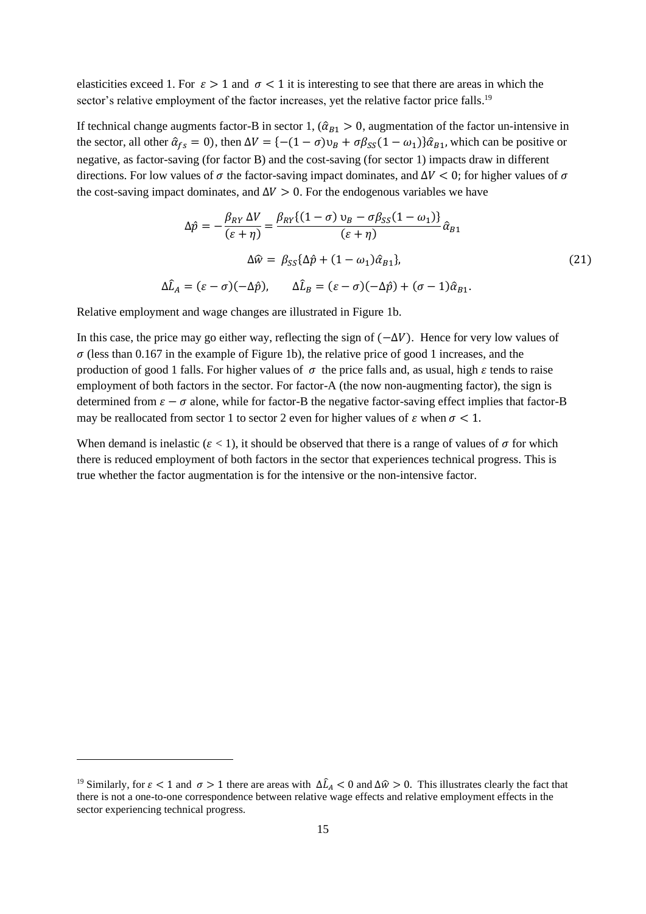elasticities exceed 1. For $\varepsilon > 1$ and $\sigma < 1$ it is interesting to see that there are areas in which the sector's relative employment of the factor increases, yet the relative factor price falls.[19]

If technical change augments factor-B in sector 1, ($\hat{\alpha}_{B1} > 0$, augmentation of the factor un-intensive in the sector, all other $\hat{\alpha}_{fs} = 0$), then $\Delta V = \{-(1-\sigma)\upsilon_B + \sigma\beta_{SS}(1-\omega_1)\}\hat{\alpha}_{B1}$, which can be positive or negative, as factor-saving (for factor B) and the cost-saving (for sector 1) impacts draw in different directions. For low values of $\sigma$ the factor-saving impact dominates, and $\Delta V < 0$; for higher values of $\sigma$ the cost-saving impact dominates, and $\Delta V > 0$. For the endogenous variables we have

$$\Delta\hat{p} = -\frac{\beta_{RY}\,\Delta V}{(\varepsilon+\eta)} = \frac{\beta_{RY}\{(1-\sigma)\,\upsilon_B - \sigma\beta_{SS}(1-\omega_1)\}}{(\varepsilon+\eta)}\hat{\alpha}_{B1}$$

$$\Delta\hat{w} = \beta_{SS}\{\Delta\hat{p} + (1-\omega_1)\hat{\alpha}_{B1}\}, \tag{21}$$

$$\Delta\hat{L}_A = (\varepsilon-\sigma)(-\Delta\hat{p}), \qquad \Delta\hat{L}_B = (\varepsilon-\sigma)(-\Delta\hat{p}) + (\sigma-1)\hat{\alpha}_{B1}.$$

Relative employment and wage changes are illustrated in Figure 1b.

In this case, the price may go either way, reflecting the sign of $(-\Delta V)$. Hence for very low values of $\sigma$ (less than 0.167 in the example of Figure 1b), the relative price of good 1 increases, and the production of good 1 falls. For higher values of $\sigma$ the price falls and, as usual, high $\varepsilon$ tends to raise employment of both factors in the sector. For factor-A (the now non-augmenting factor), the sign is determined from $\varepsilon - \sigma$ alone, while for factor-B the negative factor-saving effect implies that factor-B may be reallocated from sector 1 to sector 2 even for higher values of $\varepsilon$ when $\sigma < 1$.

When demand is inelastic ($\varepsilon < 1$), it should be observed that there is a range of values of $\sigma$ for which there is reduced employment of both factors in the sector that experiences technical progress. This is true whether the factor augmentation is for the intensive or the non-intensive factor.

[19] Similarly, for $\varepsilon < 1$ and $\sigma > 1$ there are areas with $\Delta\hat{L}_A < 0$ and $\Delta\hat{w} > 0$. This illustrates clearly the fact that there is not a one-to-one correspondence between relative wage effects and relative employment effects in the sector experiencing technical progress.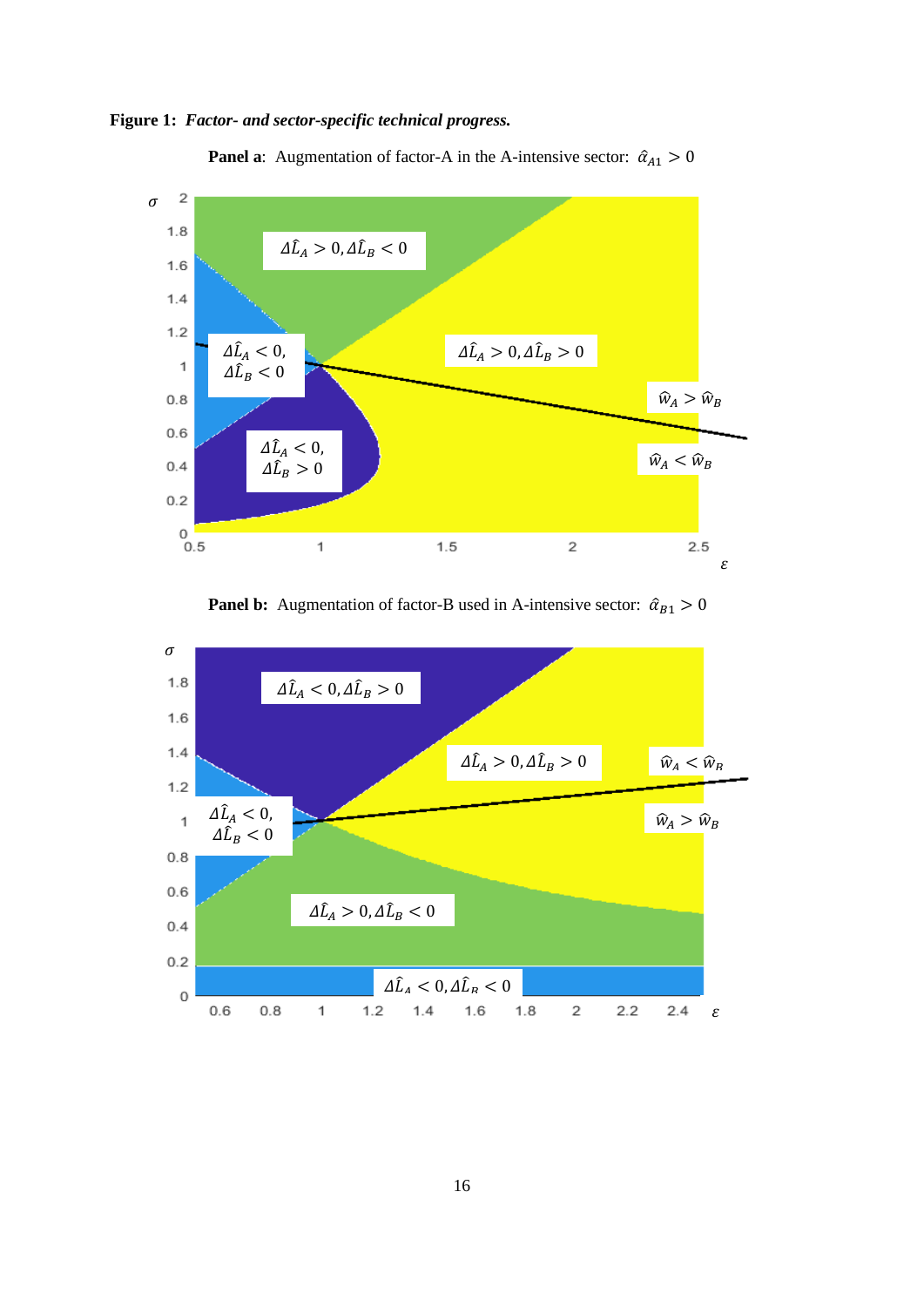**Figure 1:** ***Factor- and sector-specific technical progress.***

**Panel a**: Augmentation of factor-A in the A-intensive sector: $\hat{\alpha}_{A1} > 0$

**Panel b:** Augmentation of factor-B used in A-intensive sector: $\hat{\alpha}_{B1} > 0$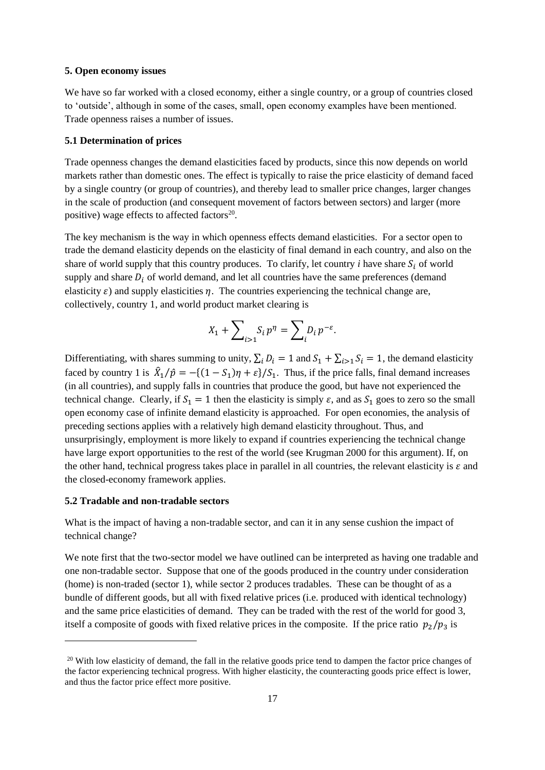### 5. Open economy issues

We have so far worked with a closed economy, either a single country, or a group of countries closed to 'outside', although in some of the cases, small, open economy examples have been mentioned. Trade openness raises a number of issues.

#### 5.1 Determination of prices

Trade openness changes the demand elasticities faced by products, since this now depends on world markets rather than domestic ones. The effect is typically to raise the price elasticity of demand faced by a single country (or group of countries), and thereby lead to smaller price changes, larger changes in the scale of production (and consequent movement of factors between sectors) and larger (more positive) wage effects to affected factors[20].

The key mechanism is the way in which openness effects demand elasticities. For a sector open to trade the demand elasticity depends on the elasticity of final demand in each country, and also on the share of world supply that this country produces. To clarify, let country *i* have share $S_i$ of world supply and share $D_i$ of world demand, and let all countries have the same preferences (demand elasticity $\varepsilon$) and supply elasticities $\eta$. The countries experiencing the technical change are, collectively, country 1, and world product market clearing is

$$X_1 + \sum_{i>1} S_i p^{\eta} = \sum_i D_i p^{-\varepsilon}.$$

Differentiating, with shares summing to unity, $\sum_i D_i = 1$ and $S_1 + \sum_{i>1} S_i = 1$, the demand elasticity faced by country 1 is $\hat{X}_1/\hat{p} = -\{(1 - S_1)\eta + \varepsilon\}/S_1$. Thus, if the price falls, final demand increases (in all countries), and supply falls in countries that produce the good, but have not experienced the technical change. Clearly, if $S_1 = 1$ then the elasticity is simply $\varepsilon$, and as $S_1$ goes to zero so the small open economy case of infinite demand elasticity is approached. For open economies, the analysis of preceding sections applies with a relatively high demand elasticity throughout. Thus, and unsurprisingly, employment is more likely to expand if countries experiencing the technical change have large export opportunities to the rest of the world (see Krugman 2000 for this argument). If, on the other hand, technical progress takes place in parallel in all countries, the relevant elasticity is $\varepsilon$ and the closed-economy framework applies.

#### 5.2 Tradable and non-tradable sectors

What is the impact of having a non-tradable sector, and can it in any sense cushion the impact of technical change?

We note first that the two-sector model we have outlined can be interpreted as having one tradable and one non-tradable sector. Suppose that one of the goods produced in the country under consideration (home) is non-traded (sector 1), while sector 2 produces tradables. These can be thought of as a bundle of different goods, but all with fixed relative prices (i.e. produced with identical technology) and the same price elasticities of demand. They can be traded with the rest of the world for good 3, itself a composite of goods with fixed relative prices in the composite. If the price ratio $p_2/p_3$ is

[20] With low elasticity of demand, the fall in the relative goods price tend to dampen the factor price changes of the factor experiencing technical progress. With higher elasticity, the counteracting goods price effect is lower, and thus the factor price effect more positive.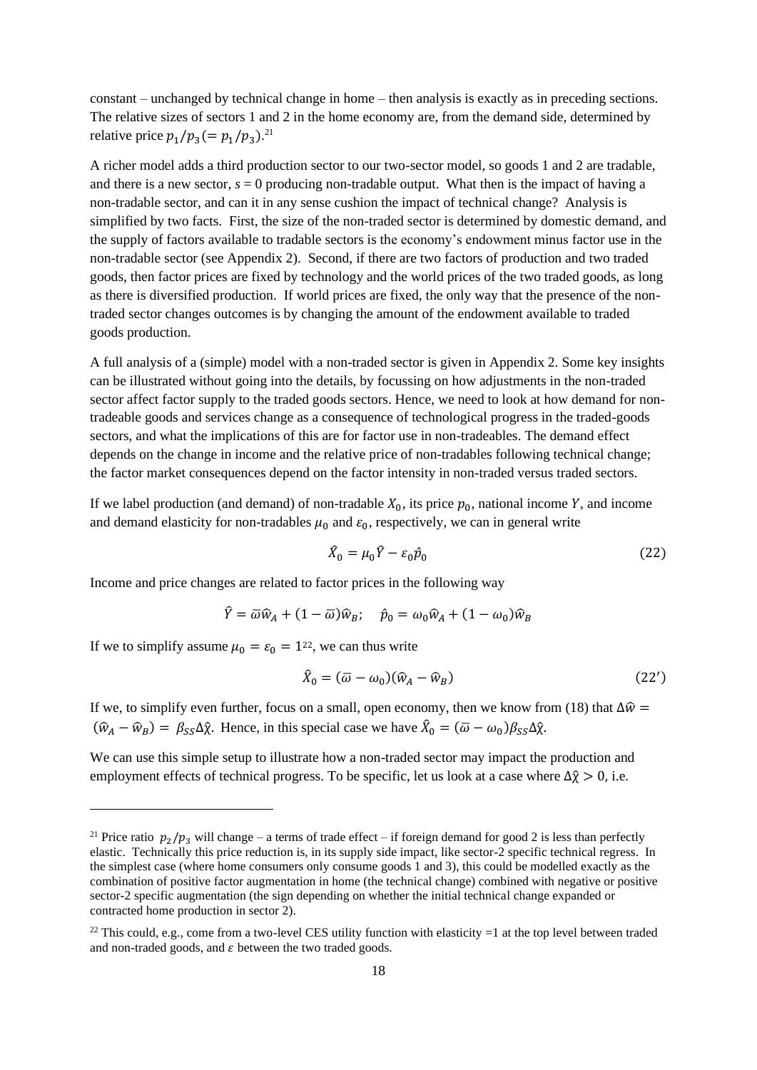constant – unchanged by technical change in home – then analysis is exactly as in preceding sections. The relative sizes of sectors 1 and 2 in the home economy are, from the demand side, determined by relative price $p_1/p_3 (= p_1/p_3)$.[21]

A richer model adds a third production sector to our two-sector model, so goods 1 and 2 are tradable, and there is a new sector, $s = 0$ producing non-tradable output. What then is the impact of having a non-tradable sector, and can it in any sense cushion the impact of technical change? Analysis is simplified by two facts. First, the size of the non-traded sector is determined by domestic demand, and the supply of factors available to tradable sectors is the economy's endowment minus factor use in the non-tradable sector (see Appendix 2). Second, if there are two factors of production and two traded goods, then factor prices are fixed by technology and the world prices of the two traded goods, as long as there is diversified production. If world prices are fixed, the only way that the presence of the non-traded sector changes outcomes is by changing the amount of the endowment available to traded goods production.

A full analysis of a (simple) model with a non-traded sector is given in Appendix 2. Some key insights can be illustrated without going into the details, by focussing on how adjustments in the non-traded sector affect factor supply to the traded goods sectors. Hence, we need to look at how demand for non-tradeable goods and services change as a consequence of technological progress in the traded-goods sectors, and what the implications of this are for factor use in non-tradeables. The demand effect depends on the change in income and the relative price of non-tradables following technical change; the factor market consequences depend on the factor intensity in non-traded versus traded sectors.

If we label production (and demand) of non-tradable $X_0$, its price $p_0$, national income $Y$, and income and demand elasticity for non-tradables $\mu_0$ and $\varepsilon_0$, respectively, we can in general write

$$\hat{X}_0 = \mu_0 \hat{Y} - \varepsilon_0 \hat{p}_0 \tag{22}$$

Income and price changes are related to factor prices in the following way

$$\hat{Y} = \bar{\omega}\hat{w}_A + (1-\bar{\omega})\hat{w}_B; \quad \hat{p}_0 = \omega_0 \hat{w}_A + (1-\omega_0)\hat{w}_B$$

If we to simplify assume $\mu_0 = \varepsilon_0 = 1$[22], we can thus write

$$\hat{X}_0 = (\bar{\omega} - \omega_0)(\hat{w}_A - \hat{w}_B) \tag{22'}$$

If we, to simplify even further, focus on a small, open economy, then we know from (18) that $\Delta\hat{w} = (\hat{w}_A - \hat{w}_B) = \beta_{SS}\Delta\hat{\chi}$. Hence, in this special case we have $\hat{X}_0 = (\bar{\omega} - \omega_0)\beta_{SS}\Delta\hat{\chi}$.

We can use this simple setup to illustrate how a non-traded sector may impact the production and employment effects of technical progress. To be specific, let us look at a case where $\Delta\hat{\chi} > 0$, i.e.

---

[21] Price ratio $p_2/p_3$ will change – a terms of trade effect – if foreign demand for good 2 is less than perfectly elastic. Technically this price reduction is, in its supply side impact, like sector-2 specific technical regress. In the simplest case (where home consumers only consume goods 1 and 3), this could be modelled exactly as the combination of positive factor augmentation in home (the technical change) combined with negative or positive sector-2 specific augmentation (the sign depending on whether the initial technical change expanded or contracted home production in sector 2).

[22] This could, e.g., come from a two-level CES utility function with elasticity =1 at the top level between traded and non-traded goods, and $\varepsilon$ between the two traded goods.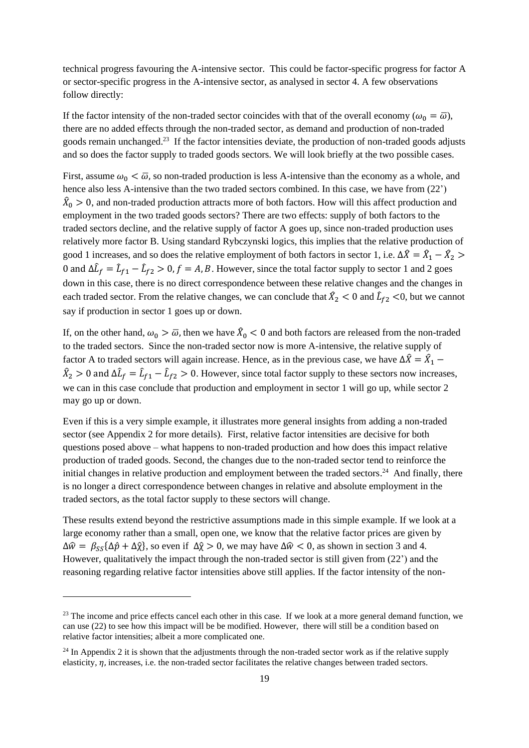technical progress favouring the A-intensive sector. This could be factor-specific progress for factor A or sector-specific progress in the A-intensive sector, as analysed in sector 4. A few observations follow directly:

If the factor intensity of the non-traded sector coincides with that of the overall economy ($\omega_0 = \bar{\omega}$), there are no added effects through the non-traded sector, as demand and production of non-traded goods remain unchanged.[23] If the factor intensities deviate, the production of non-traded goods adjusts and so does the factor supply to traded goods sectors. We will look briefly at the two possible cases.

First, assume $\omega_0 < \bar{\omega}$, so non-traded production is less A-intensive than the economy as a whole, and hence also less A-intensive than the two traded sectors combined. In this case, we have from (22') $\hat{X}_0 > 0$, and non-traded production attracts more of both factors. How will this affect production and employment in the two traded goods sectors? There are two effects: supply of both factors to the traded sectors decline, and the relative supply of factor A goes up, since non-traded production uses relatively more factor B. Using standard Rybczynski logics, this implies that the relative production of good 1 increases, and so does the relative employment of both factors in sector 1, i.e. $\Delta\hat{X} = \hat{X}_1 - \hat{X}_2 > 0$ and $\Delta\hat{L}_f = \hat{L}_{f1} - \hat{L}_{f2} > 0, f = A, B$. However, since the total factor supply to sector 1 and 2 goes down in this case, there is no direct correspondence between these relative changes and the changes in each traded sector. From the relative changes, we can conclude that $\hat{X}_2 < 0$ and $\hat{L}_{f2} < 0$, but we cannot say if production in sector 1 goes up or down.

If, on the other hand, $\omega_0 > \bar{\omega}$, then we have $\hat{X}_0 < 0$ and both factors are released from the non-traded to the traded sectors. Since the non-traded sector now is more A-intensive, the relative supply of factor A to traded sectors will again increase. Hence, as in the previous case, we have $\Delta\hat{X} = \hat{X}_1 - \hat{X}_2 > 0$ and $\Delta\hat{L}_f = \hat{L}_{f1} - \hat{L}_{f2} > 0$. However, since total factor supply to these sectors now increases, we can in this case conclude that production and employment in sector 1 will go up, while sector 2 may go up or down.

Even if this is a very simple example, it illustrates more general insights from adding a non-traded sector (see Appendix 2 for more details). First, relative factor intensities are decisive for both questions posed above – what happens to non-traded production and how does this impact relative production of traded goods. Second, the changes due to the non-traded sector tend to reinforce the initial changes in relative production and employment between the traded sectors.[24] And finally, there is no longer a direct correspondence between changes in relative and absolute employment in the traded sectors, as the total factor supply to these sectors will change.

These results extend beyond the restrictive assumptions made in this simple example. If we look at a large economy rather than a small, open one, we know that the relative factor prices are given by $\Delta\hat{w} = \beta_{SS}\{\Delta\hat{p} + \Delta\hat{\chi}\}$, so even if $\Delta\hat{\chi} > 0$, we may have $\Delta\hat{w} < 0$, as shown in section 3 and 4. However, qualitatively the impact through the non-traded sector is still given from (22') and the reasoning regarding relative factor intensities above still applies. If the factor intensity of the non-

[23] The income and price effects cancel each other in this case. If we look at a more general demand function, we can use (22) to see how this impact will be be modified. However, there will still be a condition based on relative factor intensities; albeit a more complicated one.

[24] In Appendix 2 it is shown that the adjustments through the non-traded sector work as if the relative supply elasticity, $\eta$, increases, i.e. the non-traded sector facilitates the relative changes between traded sectors.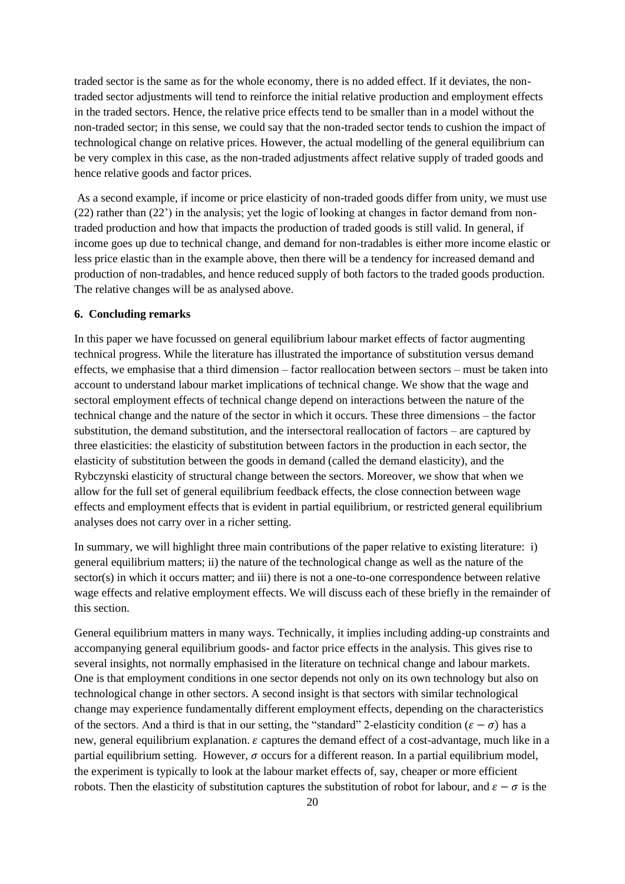traded sector is the same as for the whole economy, there is no added effect. If it deviates, the non-traded sector adjustments will tend to reinforce the initial relative production and employment effects in the traded sectors. Hence, the relative price effects tend to be smaller than in a model without the non-traded sector; in this sense, we could say that the non-traded sector tends to cushion the impact of technological change on relative prices. However, the actual modelling of the general equilibrium can be very complex in this case, as the non-traded adjustments affect relative supply of traded goods and hence relative goods and factor prices.

As a second example, if income or price elasticity of non-traded goods differ from unity, we must use (22) rather than (22') in the analysis; yet the logic of looking at changes in factor demand from non-traded production and how that impacts the production of traded goods is still valid. In general, if income goes up due to technical change, and demand for non-tradables is either more income elastic or less price elastic than in the example above, then there will be a tendency for increased demand and production of non-tradables, and hence reduced supply of both factors to the traded goods production. The relative changes will be as analysed above.

## 6. Concluding remarks

In this paper we have focussed on general equilibrium labour market effects of factor augmenting technical progress. While the literature has illustrated the importance of substitution versus demand effects, we emphasise that a third dimension – factor reallocation between sectors – must be taken into account to understand labour market implications of technical change. We show that the wage and sectoral employment effects of technical change depend on interactions between the nature of the technical change and the nature of the sector in which it occurs. These three dimensions – the factor substitution, the demand substitution, and the intersectoral reallocation of factors – are captured by three elasticities: the elasticity of substitution between factors in the production in each sector, the elasticity of substitution between the goods in demand (called the demand elasticity), and the Rybczynski elasticity of structural change between the sectors. Moreover, we show that when we allow for the full set of general equilibrium feedback effects, the close connection between wage effects and employment effects that is evident in partial equilibrium, or restricted general equilibrium analyses does not carry over in a richer setting.

In summary, we will highlight three main contributions of the paper relative to existing literature: i) general equilibrium matters; ii) the nature of the technological change as well as the nature of the sector(s) in which it occurs matter; and iii) there is not a one-to-one correspondence between relative wage effects and relative employment effects. We will discuss each of these briefly in the remainder of this section.

General equilibrium matters in many ways. Technically, it implies including adding-up constraints and accompanying general equilibrium goods- and factor price effects in the analysis. This gives rise to several insights, not normally emphasised in the literature on technical change and labour markets. One is that employment conditions in one sector depends not only on its own technology but also on technological change in other sectors. A second insight is that sectors with similar technological change may experience fundamentally different employment effects, depending on the characteristics of the sectors. And a third is that in our setting, the "standard" 2-elasticity condition ($\varepsilon - \sigma$) has a new, general equilibrium explanation. $\varepsilon$ captures the demand effect of a cost-advantage, much like in a partial equilibrium setting. However, $\sigma$ occurs for a different reason. In a partial equilibrium model, the experiment is typically to look at the labour market effects of, say, cheaper or more efficient robots. Then the elasticity of substitution captures the substitution of robot for labour, and $\varepsilon - \sigma$ is the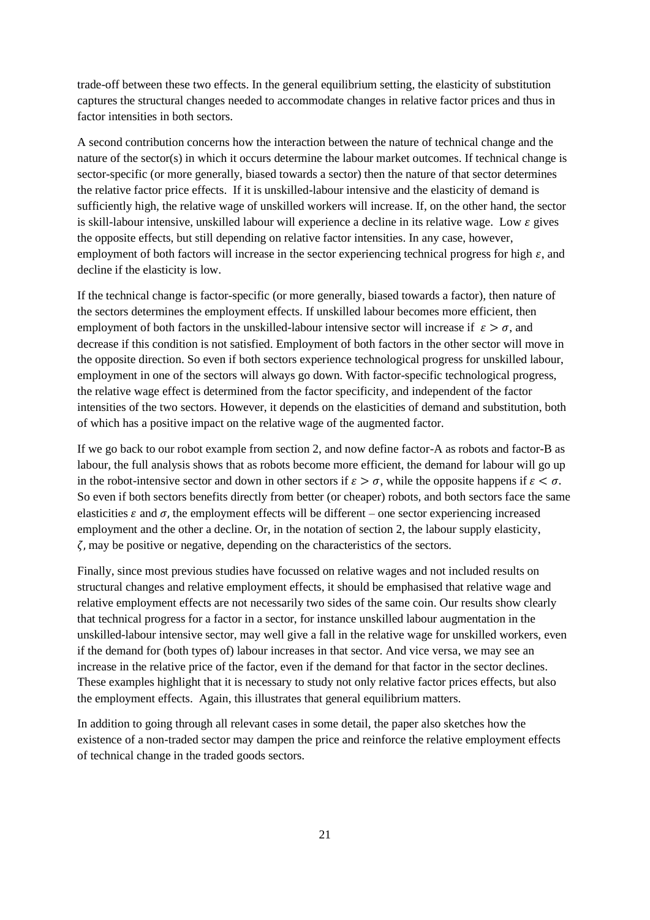trade-off between these two effects. In the general equilibrium setting, the elasticity of substitution captures the structural changes needed to accommodate changes in relative factor prices and thus in factor intensities in both sectors.

A second contribution concerns how the interaction between the nature of technical change and the nature of the sector(s) in which it occurs determine the labour market outcomes. If technical change is sector-specific (or more generally, biased towards a sector) then the nature of that sector determines the relative factor price effects. If it is unskilled-labour intensive and the elasticity of demand is sufficiently high, the relative wage of unskilled workers will increase. If, on the other hand, the sector is skill-labour intensive, unskilled labour will experience a decline in its relative wage. Low $\varepsilon$ gives the opposite effects, but still depending on relative factor intensities. In any case, however, employment of both factors will increase in the sector experiencing technical progress for high $\varepsilon$, and decline if the elasticity is low.

If the technical change is factor-specific (or more generally, biased towards a factor), then nature of the sectors determines the employment effects. If unskilled labour becomes more efficient, then employment of both factors in the unskilled-labour intensive sector will increase if $\varepsilon > \sigma$, and decrease if this condition is not satisfied. Employment of both factors in the other sector will move in the opposite direction. So even if both sectors experience technological progress for unskilled labour, employment in one of the sectors will always go down. With factor-specific technological progress, the relative wage effect is determined from the factor specificity, and independent of the factor intensities of the two sectors. However, it depends on the elasticities of demand and substitution, both of which has a positive impact on the relative wage of the augmented factor.

If we go back to our robot example from section 2, and now define factor-A as robots and factor-B as labour, the full analysis shows that as robots become more efficient, the demand for labour will go up in the robot-intensive sector and down in other sectors if $\varepsilon > \sigma$, while the opposite happens if $\varepsilon < \sigma$. So even if both sectors benefits directly from better (or cheaper) robots, and both sectors face the same elasticities $\varepsilon$ and $\sigma$, the employment effects will be different – one sector experiencing increased employment and the other a decline. Or, in the notation of section 2, the labour supply elasticity, $\zeta$, may be positive or negative, depending on the characteristics of the sectors.

Finally, since most previous studies have focussed on relative wages and not included results on structural changes and relative employment effects, it should be emphasised that relative wage and relative employment effects are not necessarily two sides of the same coin. Our results show clearly that technical progress for a factor in a sector, for instance unskilled labour augmentation in the unskilled-labour intensive sector, may well give a fall in the relative wage for unskilled workers, even if the demand for (both types of) labour increases in that sector. And vice versa, we may see an increase in the relative price of the factor, even if the demand for that factor in the sector declines. These examples highlight that it is necessary to study not only relative factor prices effects, but also the employment effects. Again, this illustrates that general equilibrium matters.

In addition to going through all relevant cases in some detail, the paper also sketches how the existence of a non-traded sector may dampen the price and reinforce the relative employment effects of technical change in the traded goods sectors.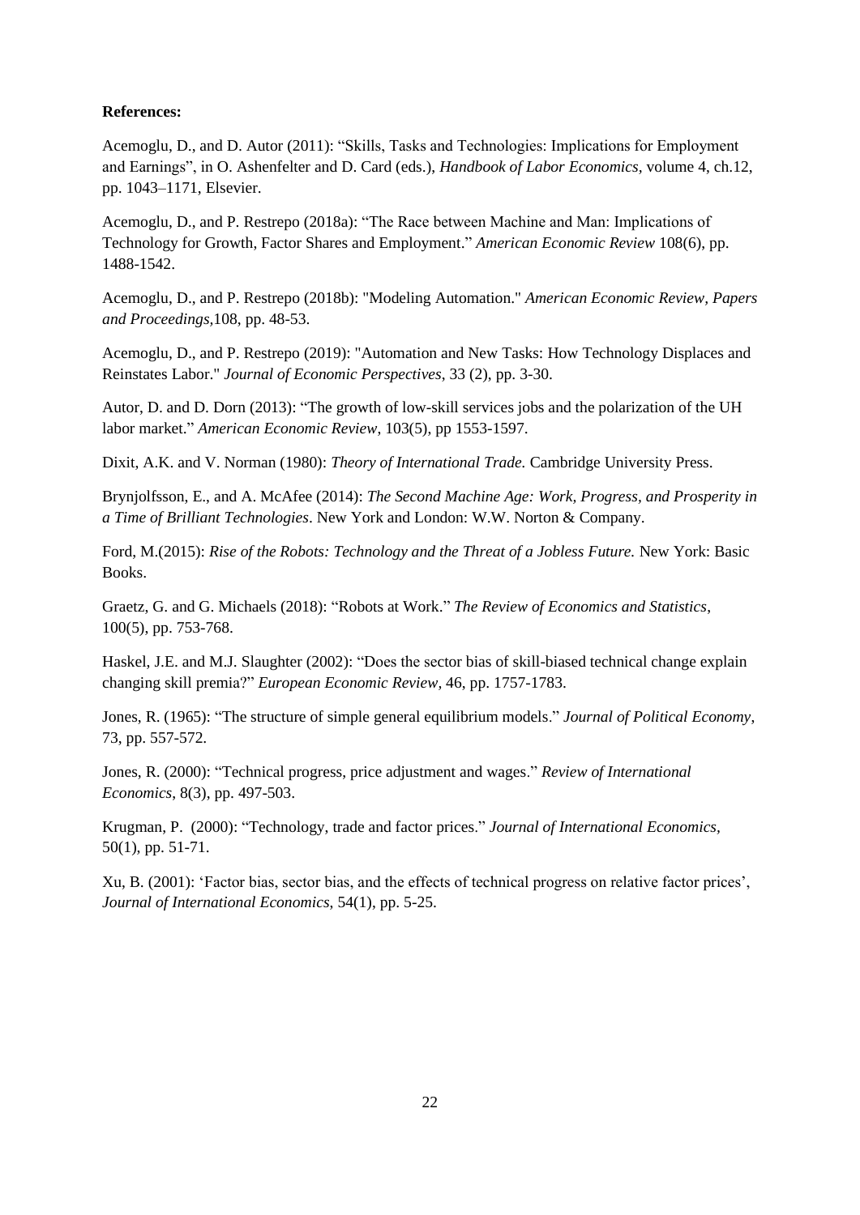**References:**

Acemoglu, D., and D. Autor (2011): “Skills, Tasks and Technologies: Implications for Employment and Earnings”, in O. Ashenfelter and D. Card (eds.), *Handbook of Labor Economics*, volume 4, ch.12, pp. 1043–1171, Elsevier.

Acemoglu, D., and P. Restrepo (2018a): “The Race between Machine and Man: Implications of Technology for Growth, Factor Shares and Employment.” *American Economic Review* 108(6), pp. 1488-1542.

Acemoglu, D., and P. Restrepo (2018b): "Modeling Automation." *American Economic Review, Papers and Proceedings*,108, pp. 48-53.

Acemoglu, D., and P. Restrepo (2019): "Automation and New Tasks: How Technology Displaces and Reinstates Labor." *Journal of Economic Perspectives*, 33 (2), pp. 3-30.

Autor, D. and D. Dorn (2013): “The growth of low-skill services jobs and the polarization of the UH labor market.” *American Economic Review*, 103(5), pp 1553-1597.

Dixit, A.K. and V. Norman (1980): *Theory of International Trade.* Cambridge University Press.

Brynjolfsson, E., and A. McAfee (2014): *The Second Machine Age: Work, Progress, and Prosperity in a Time of Brilliant Technologies*. New York and London: W.W. Norton & Company.

Ford, M.(2015): *Rise of the Robots: Technology and the Threat of a Jobless Future.* New York: Basic Books.

Graetz, G. and G. Michaels (2018): “Robots at Work.” *The Review of Economics and Statistics*, 100(5), pp. 753-768.

Haskel, J.E. and M.J. Slaughter (2002): “Does the sector bias of skill-biased technical change explain changing skill premia?” *European Economic Review,* 46, pp. 1757-1783.

Jones, R. (1965): “The structure of simple general equilibrium models.” *Journal of Political Economy*, 73, pp. 557-572.

Jones, R. (2000): “Technical progress, price adjustment and wages.” *Review of International Economics*, 8(3), pp. 497-503.

Krugman, P. (2000): “Technology, trade and factor prices.” *Journal of International Economics,* 50(1), pp. 51-71.

Xu, B. (2001): ‘Factor bias, sector bias, and the effects of technical progress on relative factor prices’, *Journal of International Economics*, 54(1), pp. 5-25.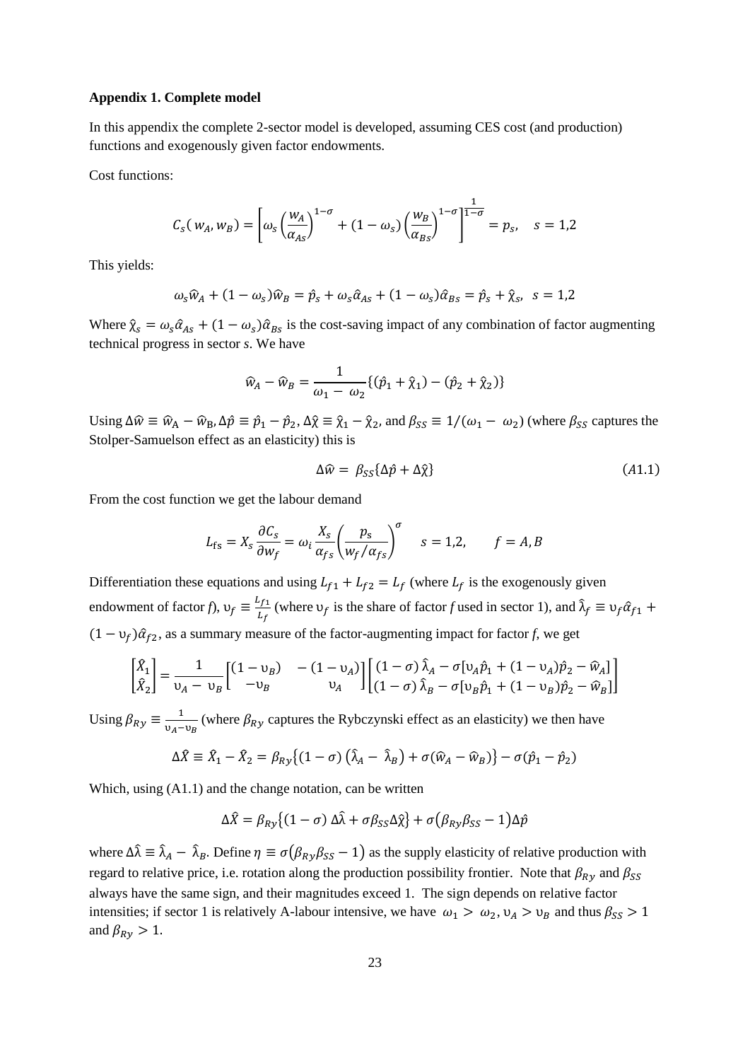### Appendix 1. Complete model

In this appendix the complete 2-sector model is developed, assuming CES cost (and production) functions and exogenously given factor endowments.

Cost functions:

$$C_s(w_A, w_B) = \left[\omega_s \left(\frac{w_A}{\alpha_{As}}\right)^{1-\sigma} + (1-\omega_s)\left(\frac{w_B}{\alpha_{Bs}}\right)^{1-\sigma}\right]^{\frac{1}{1-\sigma}} = p_s, \quad s = 1,2$$

This yields:

$$\omega_s \hat{w}_A + (1-\omega_s)\hat{w}_B = \hat{p}_s + \omega_s \hat{\alpha}_{As} + (1-\omega_s)\hat{\alpha}_{Bs} = \hat{p}_s + \hat{\chi}_s, \;\; s = 1,2$$

Where $\hat{\chi}_s = \omega_s \hat{\alpha}_{As} + (1-\omega_s)\hat{\alpha}_{Bs}$ is the cost-saving impact of any combination of factor augmenting technical progress in sector *s*. We have

$$\hat{w}_A - \hat{w}_B = \frac{1}{\omega_1 - \omega_2}\{(\hat{p}_1 + \hat{\chi}_1) - (\hat{p}_2 + \hat{\chi}_2)\}$$

Using $\Delta\hat{w} \equiv \hat{w}_A - \hat{w}_B, \Delta\hat{p} \equiv \hat{p}_1 - \hat{p}_2, \Delta\hat{\chi} \equiv \hat{\chi}_1 - \hat{\chi}_2$, and $\beta_{SS} \equiv 1/(\omega_1 - \omega_2)$ (where $\beta_{SS}$ captures the Stolper-Samuelson effect as an elasticity) this is

$$\Delta\hat{w} = \beta_{SS}\{\Delta\hat{p} + \Delta\hat{\chi}\} \qquad (A1.1)$$

From the cost function we get the labour demand

$$L_{fs} = X_s \frac{\partial C_s}{\partial w_f} = \omega_i \frac{X_s}{\alpha_{fs}}\left(\frac{p_s}{w_f/\alpha_{fs}}\right)^{\sigma} \quad s = 1,2, \qquad f = A, B$$

Differentiation these equations and using $L_{f1} + L_{f2} = L_f$ (where $L_f$ is the exogenously given endowment of factor *f*), $\upsilon_f \equiv \frac{L_{f1}}{L_f}$ (where $\upsilon_f$ is the share of factor *f* used in sector 1), and $\hat{\lambda}_f \equiv \upsilon_f \hat{\alpha}_{f1} + (1-\upsilon_f)\hat{\alpha}_{f2}$, as a summary measure of the factor-augmenting impact for factor *f*, we get

$$\begin{bmatrix}\hat{X}_1 \\ \hat{X}_2\end{bmatrix} = \frac{1}{\upsilon_A - \upsilon_B}\begin{bmatrix}(1-\upsilon_B) & -(1-\upsilon_A) \\ -\upsilon_B & \upsilon_A\end{bmatrix}\begin{bmatrix}(1-\sigma)\,\hat{\lambda}_A - \sigma[\upsilon_A \hat{p}_1 + (1-\upsilon_A)\hat{p}_2 - \hat{w}_A] \\ (1-\sigma)\,\hat{\lambda}_B - \sigma[\upsilon_B \hat{p}_1 + (1-\upsilon_B)\hat{p}_2 - \hat{w}_B]\end{bmatrix}$$

Using $\beta_{Ry} \equiv \frac{1}{\upsilon_A - \upsilon_B}$ (where $\beta_{Ry}$ captures the Rybczynski effect as an elasticity) we then have

$$\Delta\hat{X} \equiv \hat{X}_1 - \hat{X}_2 = \beta_{Ry}\{(1-\sigma)\,(\hat{\lambda}_A - \hat{\lambda}_B) + \sigma(\hat{w}_A - \hat{w}_B)\} - \sigma(\hat{p}_1 - \hat{p}_2)$$

Which, using (A1.1) and the change notation, can be written

$$\Delta\hat{X} = \beta_{Ry}\{(1-\sigma)\,\Delta\hat{\lambda} + \sigma\beta_{SS}\Delta\hat{\chi}\} + \sigma(\beta_{Ry}\beta_{SS} - 1)\Delta\hat{p}$$

where $\Delta\hat{\lambda} \equiv \hat{\lambda}_A - \hat{\lambda}_B$. Define $\eta \equiv \sigma(\beta_{Ry}\beta_{SS} - 1)$ as the supply elasticity of relative production with regard to relative price, i.e. rotation along the production possibility frontier. Note that $\beta_{Ry}$ and $\beta_{SS}$ always have the same sign, and their magnitudes exceed 1. The sign depends on relative factor intensities; if sector 1 is relatively A-labour intensive, we have $\omega_1 > \omega_2, \upsilon_A > \upsilon_B$ and thus $\beta_{SS} > 1$ and $\beta_{Ry} > 1$.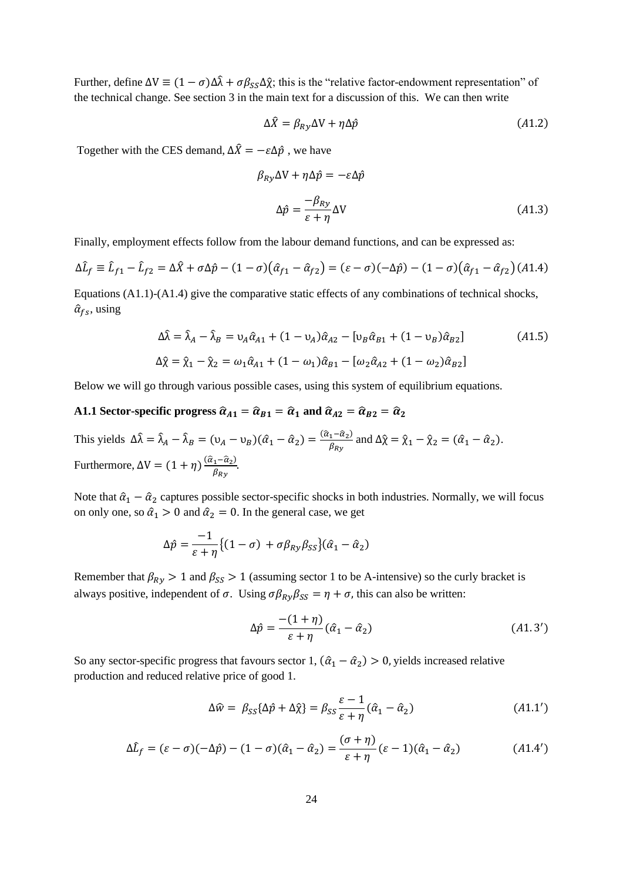Further, define $\Delta V \equiv (1-\sigma)\Delta\hat{\lambda} + \sigma\beta_{SS}\Delta\hat{\chi}$; this is the "relative factor-endowment representation" of the technical change. See section 3 in the main text for a discussion of this. We can then write

$$\Delta\hat{X} = \beta_{Ry}\Delta V + \eta\Delta\hat{p} \tag{A1.2}$$

Together with the CES demand, $\Delta\hat{X} = -\varepsilon\Delta\hat{p}$ , we have

$$\beta_{Ry}\Delta V + \eta\Delta\hat{p} = -\varepsilon\Delta\hat{p}$$

$$\Delta\hat{p} = \frac{-\beta_{Ry}}{\varepsilon+\eta}\Delta V \tag{A1.3}$$

Finally, employment effects follow from the labour demand functions, and can be expressed as:

$$\Delta\hat{L}_f \equiv \hat{L}_{f1} - \hat{L}_{f2} = \Delta\hat{X} + \sigma\Delta\hat{p} - (1-\sigma)(\hat{\alpha}_{f1} - \hat{\alpha}_{f2}) = (\varepsilon-\sigma)(-\Delta\hat{p}) - (1-\sigma)(\hat{\alpha}_{f1} - \hat{\alpha}_{f2}) \tag{A1.4}$$

Equations (A1.1)-(A1.4) give the comparative static effects of any combinations of technical shocks, $\hat{\alpha}_{fs}$, using

$$\Delta\hat{\lambda} = \hat{\lambda}_A - \hat{\lambda}_B = \upsilon_A\hat{\alpha}_{A1} + (1-\upsilon_A)\hat{\alpha}_{A2} - [\upsilon_B\hat{\alpha}_{B1} + (1-\upsilon_B)\hat{\alpha}_{B2}] \tag{A1.5}$$

$$\Delta\hat{\chi} = \hat{\chi}_1 - \hat{\chi}_2 = \omega_1\hat{\alpha}_{A1} + (1-\omega_1)\hat{\alpha}_{B1} - [\omega_2\hat{\alpha}_{A2} + (1-\omega_2)\hat{\alpha}_{B2}]$$

Below we will go through various possible cases, using this system of equilibrium equations.

### A1.1 Sector-specific progress $\hat{\alpha}_{A1} = \hat{\alpha}_{B1} = \hat{\alpha}_1$ and $\hat{\alpha}_{A2} = \hat{\alpha}_{B2} = \hat{\alpha}_2$

This yields $\Delta\hat{\lambda} = \hat{\lambda}_A - \hat{\lambda}_B = (\upsilon_A - \upsilon_B)(\hat{\alpha}_1 - \hat{\alpha}_2) = \frac{(\hat{\alpha}_1 - \hat{\alpha}_2)}{\beta_{Ry}}$ and $\Delta\hat{\chi} = \hat{\chi}_1 - \hat{\chi}_2 = (\hat{\alpha}_1 - \hat{\alpha}_2)$.
Furthermore, $\Delta V = (1+\eta)\frac{(\hat{\alpha}_1 - \hat{\alpha}_2)}{\beta_{Ry}}$.

Note that $\hat{\alpha}_1 - \hat{\alpha}_2$ captures possible sector-specific shocks in both industries. Normally, we will focus on only one, so $\hat{\alpha}_1 > 0$ and $\hat{\alpha}_2 = 0$. In the general case, we get

$$\Delta\hat{p} = \frac{-1}{\varepsilon+\eta}\{(1-\sigma) + \sigma\beta_{Ry}\beta_{SS}\}(\hat{\alpha}_1 - \hat{\alpha}_2)$$

Remember that $\beta_{Ry} > 1$ and $\beta_{SS} > 1$ (assuming sector 1 to be A-intensive) so the curly bracket is always positive, independent of $\sigma$. Using $\sigma\beta_{Ry}\beta_{SS} = \eta + \sigma$, this can also be written:

$$\Delta\hat{p} = \frac{-(1+\eta)}{\varepsilon+\eta}(\hat{\alpha}_1 - \hat{\alpha}_2) \tag{A1.3'}$$

So any sector-specific progress that favours sector 1, $(\hat{\alpha}_1 - \hat{\alpha}_2) > 0$, yields increased relative production and reduced relative price of good 1.

$$\Delta\hat{w} = \beta_{SS}\{\Delta\hat{p} + \Delta\hat{\chi}\} = \beta_{SS}\frac{\varepsilon-1}{\varepsilon+\eta}(\hat{\alpha}_1 - \hat{\alpha}_2) \tag{A1.1'}$$

$$\Delta\hat{L}_f = (\varepsilon-\sigma)(-\Delta\hat{p}) - (1-\sigma)(\hat{\alpha}_1 - \hat{\alpha}_2) = \frac{(\sigma+\eta)}{\varepsilon+\eta}(\varepsilon-1)(\hat{\alpha}_1 - \hat{\alpha}_2) \tag{A1.4'}$$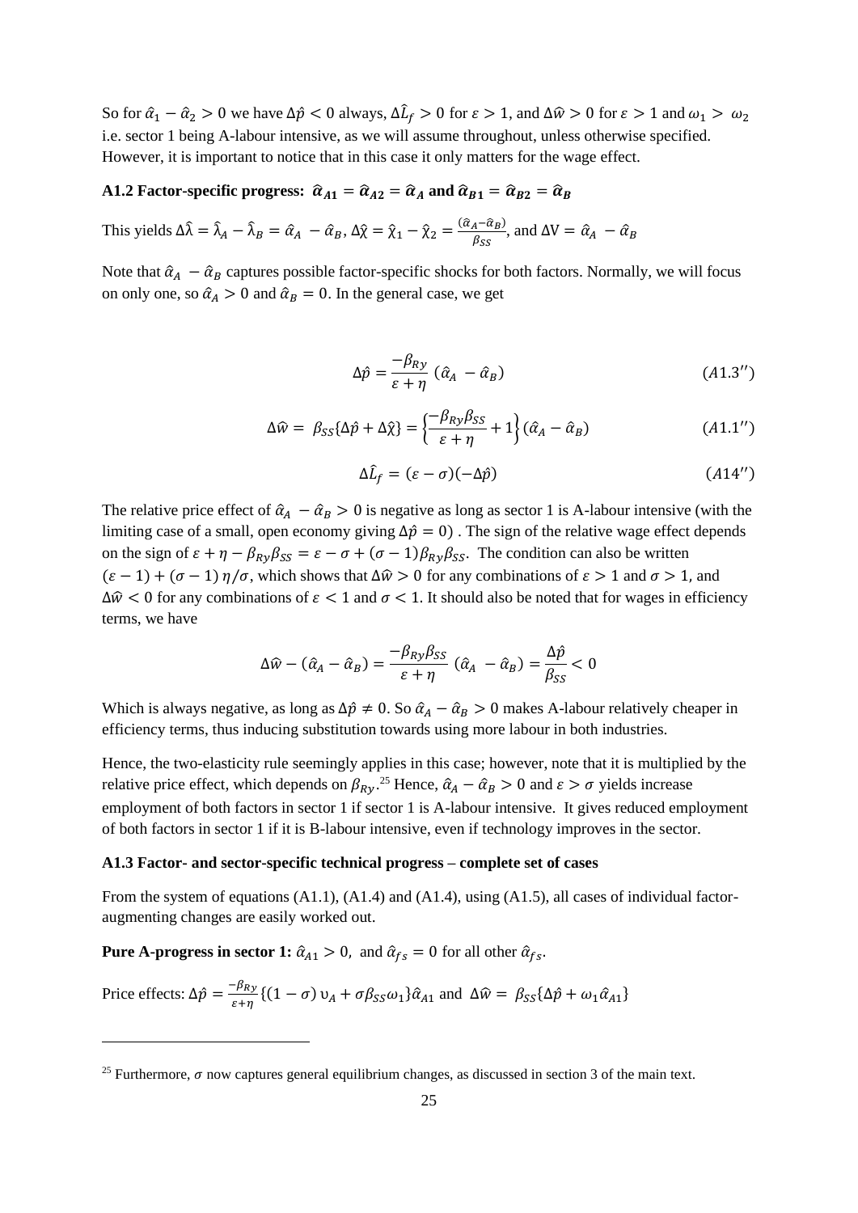So for $\hat{\alpha}_1 - \hat{\alpha}_2 > 0$ we have $\Delta\hat{p} < 0$ always, $\Delta\hat{L}_f > 0$ for $\varepsilon > 1$, and $\Delta\hat{w} > 0$ for $\varepsilon > 1$ and $\omega_1 > \omega_2$ i.e. sector 1 being A-labour intensive, as we will assume throughout, unless otherwise specified. However, it is important to notice that in this case it only matters for the wage effect.

### A1.2 Factor-specific progress: $\hat{\alpha}_{A1} = \hat{\alpha}_{A2} = \hat{\alpha}_A$ and $\hat{\alpha}_{B1} = \hat{\alpha}_{B2} = \hat{\alpha}_B$

This yields $\Delta\hat{\lambda} = \hat{\lambda}_A - \hat{\lambda}_B = \hat{\alpha}_A - \hat{\alpha}_B$, $\Delta\hat{\chi} = \hat{\chi}_1 - \hat{\chi}_2 = \frac{(\hat{\alpha}_A - \hat{\alpha}_B)}{\beta_{SS}}$, and $\Delta V = \hat{\alpha}_A - \hat{\alpha}_B$

Note that $\hat{\alpha}_A - \hat{\alpha}_B$ captures possible factor-specific shocks for both factors. Normally, we will focus on only one, so $\hat{\alpha}_A > 0$ and $\hat{\alpha}_B = 0$. In the general case, we get

$$\Delta\hat{p} = \frac{-\beta_{Ry}}{\varepsilon + \eta}(\hat{\alpha}_A - \hat{\alpha}_B) \qquad (A1.3'')$$

$$\Delta\hat{w} = \beta_{SS}\{\Delta\hat{p} + \Delta\hat{\chi}\} = \left\{\frac{-\beta_{Ry}\beta_{SS}}{\varepsilon + \eta} + 1\right\}(\hat{\alpha}_A - \hat{\alpha}_B) \qquad (A1.1'')$$

$$\Delta\hat{L}_f = (\varepsilon - \sigma)(-\Delta\hat{p}) \qquad (A14'')$$

The relative price effect of $\hat{\alpha}_A - \hat{\alpha}_B > 0$ is negative as long as sector 1 is A-labour intensive (with the limiting case of a small, open economy giving $\Delta\hat{p} = 0$) . The sign of the relative wage effect depends on the sign of $\varepsilon + \eta - \beta_{Ry}\beta_{SS} = \varepsilon - \sigma + (\sigma - 1)\beta_{Ry}\beta_{SS}$. The condition can also be written $(\varepsilon - 1) + (\sigma - 1)\,\eta/\sigma$, which shows that $\Delta\hat{w} > 0$ for any combinations of $\varepsilon > 1$ and $\sigma > 1$, and $\Delta\hat{w} < 0$ for any combinations of $\varepsilon < 1$ and $\sigma < 1$. It should also be noted that for wages in efficiency terms, we have

$$\Delta\hat{w} - (\hat{\alpha}_A - \hat{\alpha}_B) = \frac{-\beta_{Ry}\beta_{SS}}{\varepsilon + \eta}(\hat{\alpha}_A - \hat{\alpha}_B) = \frac{\Delta\hat{p}}{\beta_{SS}} < 0$$

Which is always negative, as long as $\Delta\hat{p} \neq 0$. So $\hat{\alpha}_A - \hat{\alpha}_B > 0$ makes A-labour relatively cheaper in efficiency terms, thus inducing substitution towards using more labour in both industries.

Hence, the two-elasticity rule seemingly applies in this case; however, note that it is multiplied by the relative price effect, which depends on $\beta_{Ry}$.[25] Hence, $\hat{\alpha}_A - \hat{\alpha}_B > 0$ and $\varepsilon > \sigma$ yields increase employment of both factors in sector 1 if sector 1 is A-labour intensive. It gives reduced employment of both factors in sector 1 if it is B-labour intensive, even if technology improves in the sector.

### A1.3 Factor- and sector-specific technical progress – complete set of cases

From the system of equations (A1.1), (A1.4) and (A1.4), using (A1.5), all cases of individual factor-augmenting changes are easily worked out.

**Pure A-progress in sector 1:** $\hat{\alpha}_{A1} > 0$, and $\hat{\alpha}_{fs} = 0$ for all other $\hat{\alpha}_{fs}$.

Price effects: $\Delta\hat{p} = \frac{-\beta_{Ry}}{\varepsilon+\eta}\{(1-\sigma)\,\upsilon_A + \sigma\beta_{SS}\omega_1\}\hat{\alpha}_{A1}$ and $\Delta\hat{w} = \beta_{SS}\{\Delta\hat{p} + \omega_1\hat{\alpha}_{A1}\}$

[25] Furthermore, $\sigma$ now captures general equilibrium changes, as discussed in section 3 of the main text.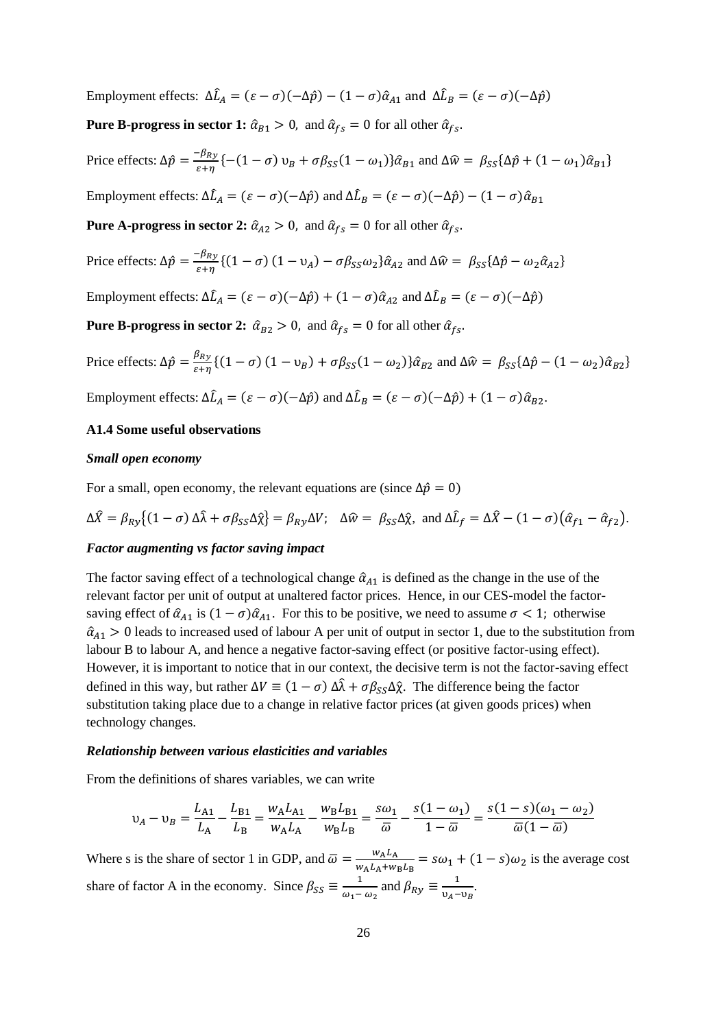Employment effects: $\Delta\hat{L}_A = (\varepsilon - \sigma)(-\Delta\hat{p}) - (1-\sigma)\hat{\alpha}_{A1}$ and $\Delta\hat{L}_B = (\varepsilon - \sigma)(-\Delta\hat{p})$

**Pure B-progress in sector 1:** $\hat{\alpha}_{B1} > 0$, and $\hat{\alpha}_{fs} = 0$ for all other $\hat{\alpha}_{fs}$.

Price effects: $\Delta\hat{p} = \frac{-\beta_{Ry}}{\varepsilon+\eta}\{-(1-\sigma)\,\upsilon_B + \sigma\beta_{SS}(1-\omega_1)\}\hat{\alpha}_{B1}$ and $\Delta\hat{w} = \beta_{SS}\{\Delta\hat{p} + (1-\omega_1)\hat{\alpha}_{B1}\}$

Employment effects: $\Delta\hat{L}_A = (\varepsilon - \sigma)(-\Delta\hat{p})$ and $\Delta\hat{L}_B = (\varepsilon - \sigma)(-\Delta\hat{p}) - (1-\sigma)\hat{\alpha}_{B1}$

**Pure A-progress in sector 2:** $\hat{\alpha}_{A2} > 0$, and $\hat{\alpha}_{fs} = 0$ for all other $\hat{\alpha}_{fs}$.

Price effects: $\Delta\hat{p} = \frac{-\beta_{Ry}}{\varepsilon+\eta}\{(1-\sigma)\,(1-\upsilon_A) - \sigma\beta_{SS}\omega_2\}\hat{\alpha}_{A2}$ and $\Delta\hat{w} = \beta_{SS}\{\Delta\hat{p} - \omega_2\hat{\alpha}_{A2}\}$

Employment effects: $\Delta\hat{L}_A = (\varepsilon - \sigma)(-\Delta\hat{p}) + (1-\sigma)\hat{\alpha}_{A2}$ and $\Delta\hat{L}_B = (\varepsilon - \sigma)(-\Delta\hat{p})$

**Pure B-progress in sector 2:** $\hat{\alpha}_{B2} > 0$, and $\hat{\alpha}_{fs} = 0$ for all other $\hat{\alpha}_{fs}$.

Price effects: $\Delta\hat{p} = \frac{\beta_{Ry}}{\varepsilon+\eta}\{(1-\sigma)\,(1-\upsilon_B) + \sigma\beta_{SS}(1-\omega_2)\}\hat{\alpha}_{B2}$ and $\Delta\hat{w} = \beta_{SS}\{\Delta\hat{p} - (1-\omega_2)\hat{\alpha}_{B2}\}$

Employment effects: $\Delta\hat{L}_A = (\varepsilon - \sigma)(-\Delta\hat{p})$ and $\Delta\hat{L}_B = (\varepsilon - \sigma)(-\Delta\hat{p}) + (1-\sigma)\hat{\alpha}_{B2}$.

### A1.4 Some useful observations

***Small open economy***

For a small, open economy, the relevant equations are (since $\Delta\hat{p} = 0$)

$$\Delta\hat{X} = \beta_{Ry}\{(1-\sigma)\,\Delta\hat{\lambda} + \sigma\beta_{SS}\Delta\hat{\chi}\} = \beta_{Ry}\Delta V; \quad \Delta\hat{w} = \beta_{SS}\Delta\hat{\chi}, \text{ and } \Delta\hat{L}_f = \Delta\hat{X} - (1-\sigma)\big(\hat{\alpha}_{f1} - \hat{\alpha}_{f2}\big).$$

***Factor augmenting vs factor saving impact***

The factor saving effect of a technological change $\hat{\alpha}_{A1}$ is defined as the change in the use of the relevant factor per unit of output at unaltered factor prices. Hence, in our CES-model the factor-saving effect of $\hat{\alpha}_{A1}$ is $(1-\sigma)\hat{\alpha}_{A1}$. For this to be positive, we need to assume $\sigma < 1$; otherwise $\hat{\alpha}_{A1} > 0$ leads to increased used of labour A per unit of output in sector 1, due to the substitution from labour B to labour A, and hence a negative factor-saving effect (or positive factor-using effect). However, it is important to notice that in our context, the decisive term is not the factor-saving effect defined in this way, but rather $\Delta V \equiv (1-\sigma)\,\Delta\hat{\lambda} + \sigma\beta_{SS}\Delta\hat{\chi}$. The difference being the factor substitution taking place due to a change in relative factor prices (at given goods prices) when technology changes.

***Relationship between various elasticities and variables***

From the definitions of shares variables, we can write

$$\upsilon_A - \upsilon_B = \frac{L_{A1}}{L_A} - \frac{L_{B1}}{L_B} = \frac{w_A L_{A1}}{w_A L_A} - \frac{w_B L_{B1}}{w_B L_B} = \frac{s\omega_1}{\bar{\omega}} - \frac{s(1-\omega_1)}{1-\bar{\omega}} = \frac{s(1-s)(\omega_1 - \omega_2)}{\bar{\omega}(1-\bar{\omega})}$$

Where s is the share of sector 1 in GDP, and $\bar{\omega} = \frac{w_A L_A}{w_A L_A + w_B L_B} = s\omega_1 + (1-s)\omega_2$ is the average cost share of factor A in the economy. Since $\beta_{SS} \equiv \frac{1}{\omega_1 - \omega_2}$ and $\beta_{Ry} \equiv \frac{1}{\upsilon_A - \upsilon_B}$.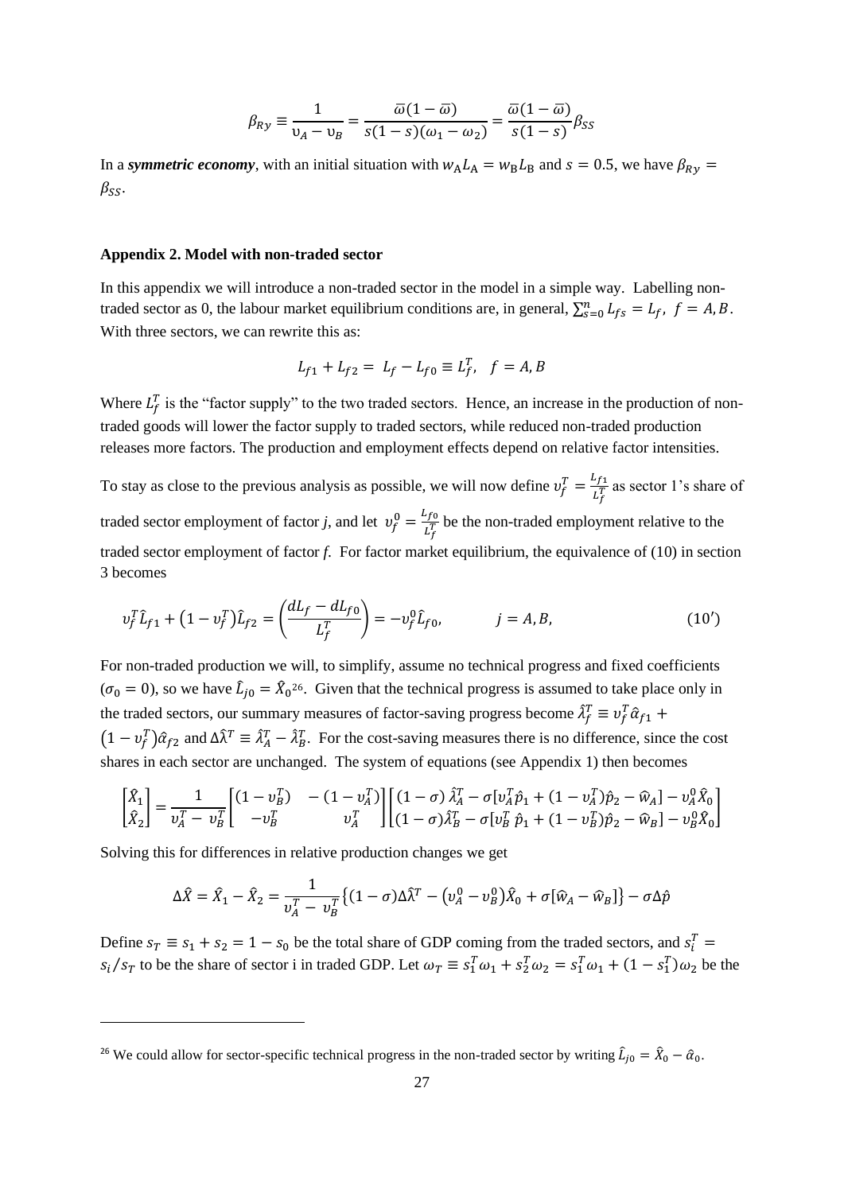$$\beta_{Ry} \equiv \frac{1}{\upsilon_A - \upsilon_B} = \frac{\bar{\omega}(1-\bar{\omega})}{s(1-s)(\omega_1 - \omega_2)} = \frac{\bar{\omega}(1-\bar{\omega})}{s(1-s)}\beta_{SS}$$

In a ***symmetric economy***, with an initial situation with $w_A L_A = w_B L_B$ and $s = 0.5$, we have $\beta_{Ry} = \beta_{SS}$.

### Appendix 2. Model with non-traded sector

In this appendix we will introduce a non-traded sector in the model in a simple way. Labelling non-traded sector as 0, the labour market equilibrium conditions are, in general, $\sum_{s=0}^{n} L_{fs} = L_f,\ f = A, B$. With three sectors, we can rewrite this as:

$$L_{f1} + L_{f2} = L_f - L_{f0} \equiv L_f^T, \quad f = A, B$$

Where $L_f^T$ is the "factor supply" to the two traded sectors. Hence, an increase in the production of non-traded goods will lower the factor supply to traded sectors, while reduced non-traded production releases more factors. The production and employment effects depend on relative factor intensities.

To stay as close to the previous analysis as possible, we will now define $\upsilon_f^T = \frac{L_{f1}}{L_f^T}$ as sector 1's share of traded sector employment of factor *j*, and let $\upsilon_f^0 = \frac{L_{f0}}{L_f^T}$ be the non-traded employment relative to the traded sector employment of factor *f*. For factor market equilibrium, the equivalence of (10) in section 3 becomes

$$\upsilon_f^T \hat{L}_{f1} + \left(1 - \upsilon_f^T\right)\hat{L}_{f2} = \left(\frac{dL_f - dL_{f0}}{L_f^T}\right) = -\upsilon_f^0 \hat{L}_{f0}, \qquad j = A, B, \tag{10'}$$

For non-traded production we will, to simplify, assume no technical progress and fixed coefficients ($\sigma_0 = 0$), so we have $\hat{L}_{j0} = \hat{X}_0$[26]. Given that the technical progress is assumed to take place only in the traded sectors, our summary measures of factor-saving progress become $\hat{\lambda}_f^T \equiv \upsilon_f^T \hat{\alpha}_{f1} + \left(1 - \upsilon_f^T\right)\hat{\alpha}_{f2}$ and $\Delta\hat{\lambda}^T \equiv \hat{\lambda}_A^T - \hat{\lambda}_B^T$. For the cost-saving measures there is no difference, since the cost shares in each sector are unchanged. The system of equations (see Appendix 1) then becomes

$$\begin{bmatrix} \hat{X}_1 \\ \hat{X}_2 \end{bmatrix} = \frac{1}{\upsilon_A^T - \upsilon_B^T} \begin{bmatrix} (1 - \upsilon_B^T) & -(1 - \upsilon_A^T) \\ -\upsilon_B^T & \upsilon_A^T \end{bmatrix} \begin{bmatrix} (1-\sigma)\,\hat{\lambda}_A^T - \sigma[\upsilon_A^T \hat{p}_1 + (1 - \upsilon_A^T)\hat{p}_2 - \widehat{w}_A] - \upsilon_A^0 \hat{X}_0 \\ (1-\sigma)\hat{\lambda}_B^T - \sigma[\upsilon_B^T\,\hat{p}_1 + (1 - \upsilon_B^T)\hat{p}_2 - \widehat{w}_B] - \upsilon_B^0 \hat{X}_0 \end{bmatrix}$$

Solving this for differences in relative production changes we get

$$\Delta\hat{X} = \hat{X}_1 - \hat{X}_2 = \frac{1}{\upsilon_A^T - \upsilon_B^T}\left\{(1-\sigma)\Delta\hat{\lambda}^T - \left(\upsilon_A^0 - \upsilon_B^0\right)\hat{X}_0 + \sigma[\widehat{w}_A - \widehat{w}_B]\right\} - \sigma\Delta\hat{p}$$

Define $s_T \equiv s_1 + s_2 = 1 - s_0$ be the total share of GDP coming from the traded sectors, and $s_i^T = s_i/s_T$ to be the share of sector i in traded GDP. Let $\omega_T \equiv s_1^T\omega_1 + s_2^T\omega_2 = s_1^T\omega_1 + (1 - s_1^T)\omega_2$ be the

[26] We could allow for sector-specific technical progress in the non-traded sector by writing $\hat{L}_{j0} = \hat{X}_0 - \hat{\alpha}_0$.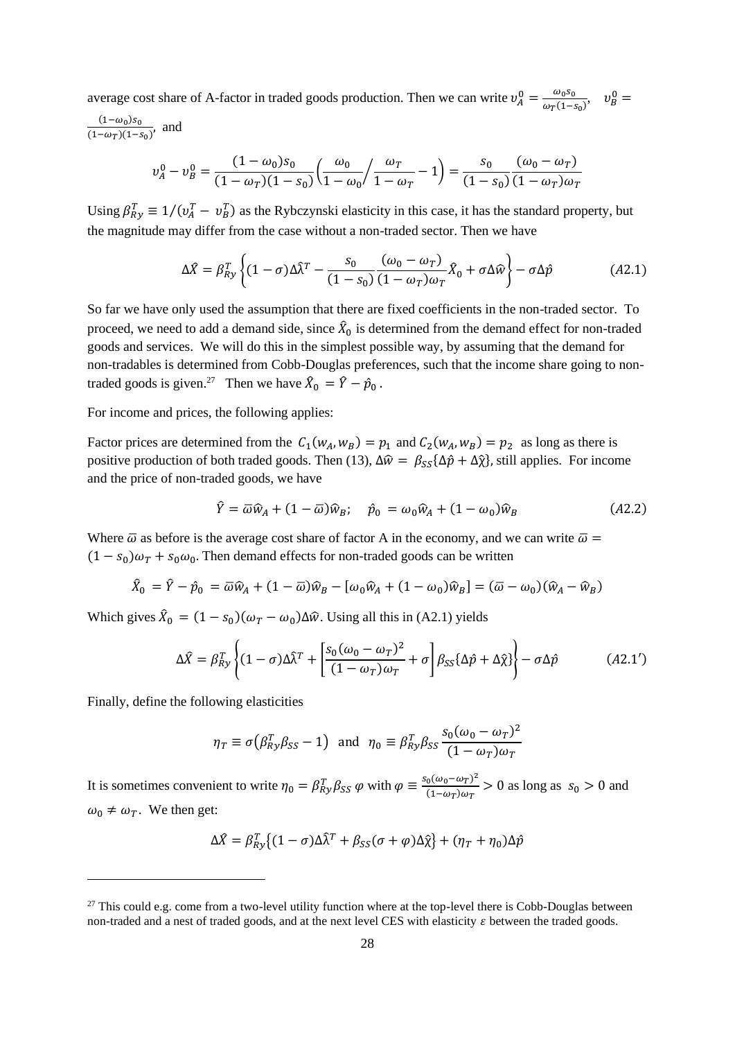average cost share of A-factor in traded goods production. Then we can write $\upsilon_A^0 = \frac{\omega_0 s_0}{\omega_T(1-s_0)}$, $\upsilon_B^0 = \frac{(1-\omega_0)s_0}{(1-\omega_T)(1-s_0)}$, and

$$\upsilon_A^0 - \upsilon_B^0 = \frac{(1-\omega_0)s_0}{(1-\omega_T)(1-s_0)}\left(\frac{\omega_0}{1-\omega_0}\Big/\frac{\omega_T}{1-\omega_T} - 1\right) = \frac{s_0}{(1-s_0)}\frac{(\omega_0 - \omega_T)}{(1-\omega_T)\omega_T}$$

Using $\beta_{Ry}^T \equiv 1/(\upsilon_A^T - \upsilon_B^T)$ as the Rybczynski elasticity in this case, it has the standard property, but the magnitude may differ from the case without a non-traded sector. Then we have

$$\Delta\hat{X} = \beta_{Ry}^T\left\{(1-\sigma)\Delta\hat{\lambda}^T - \frac{s_0}{(1-s_0)}\frac{(\omega_0-\omega_T)}{(1-\omega_T)\omega_T}\hat{X}_0 + \sigma\Delta\hat{w}\right\} - \sigma\Delta\hat{p} \qquad (A2.1)$$

So far we have only used the assumption that there are fixed coefficients in the non-traded sector. To proceed, we need to add a demand side, since $\hat{X}_0$ is determined from the demand effect for non-traded goods and services. We will do this in the simplest possible way, by assuming that the demand for non-tradables is determined from Cobb-Douglas preferences, such that the income share going to non-traded goods is given.[27] Then we have $\hat{X}_0 = \hat{Y} - \hat{p}_0$.

For income and prices, the following applies:

Factor prices are determined from the $C_1(w_A, w_B) = p_1$ and $C_2(w_A, w_B) = p_2$ as long as there is positive production of both traded goods. Then (13), $\Delta\hat{w} = \beta_{SS}\{\Delta\hat{p} + \Delta\hat{\chi}\}$, still applies. For income and the price of non-traded goods, we have

$$\hat{Y} = \bar{\omega}\hat{w}_A + (1-\bar{\omega})\hat{w}_B; \quad \hat{p}_0 = \omega_0\hat{w}_A + (1-\omega_0)\hat{w}_B \qquad (A2.2)$$

Where $\bar{\omega}$ as before is the average cost share of factor A in the economy, and we can write $\bar{\omega} = (1-s_0)\omega_T + s_0\omega_0$. Then demand effects for non-traded goods can be written

$$\hat{X}_0 = \hat{Y} - \hat{p}_0 = \bar{\omega}\hat{w}_A + (1-\bar{\omega})\hat{w}_B - [\omega_0\hat{w}_A + (1-\omega_0)\hat{w}_B] = (\bar{\omega} - \omega_0)(\hat{w}_A - \hat{w}_B)$$

Which gives $\hat{X}_0 = (1-s_0)(\omega_T - \omega_0)\Delta\hat{w}$. Using all this in (A2.1) yields

$$\Delta\hat{X} = \beta_{Ry}^T\left\{(1-\sigma)\Delta\hat{\lambda}^T + \left[\frac{s_0(\omega_0-\omega_T)^2}{(1-\omega_T)\omega_T} + \sigma\right]\beta_{SS}\{\Delta\hat{p} + \Delta\hat{\chi}\}\right\} - \sigma\Delta\hat{p} \qquad (A2.1')$$

Finally, define the following elasticities

$$\eta_T \equiv \sigma\left(\beta_{Ry}^T\beta_{SS} - 1\right) \text{ and } \eta_0 \equiv \beta_{Ry}^T\beta_{SS}\frac{s_0(\omega_0-\omega_T)^2}{(1-\omega_T)\omega_T}$$

It is sometimes convenient to write $\eta_0 = \beta_{Ry}^T\beta_{SS}\,\varphi$ with $\varphi \equiv \frac{s_0(\omega_0-\omega_T)^2}{(1-\omega_T)\omega_T} > 0$ as long as $s_0 > 0$ and $\omega_0 \neq \omega_T$. We then get:

$$\Delta\hat{X} = \beta_{Ry}^T\{(1-\sigma)\Delta\hat{\lambda}^T + \beta_{SS}(\sigma + \varphi)\Delta\hat{\chi}\} + (\eta_T + \eta_0)\Delta\hat{p}$$

[27] This could e.g. come from a two-level utility function where at the top-level there is Cobb-Douglas between non-traded and a nest of traded goods, and at the next level CES with elasticity $\varepsilon$ between the traded goods.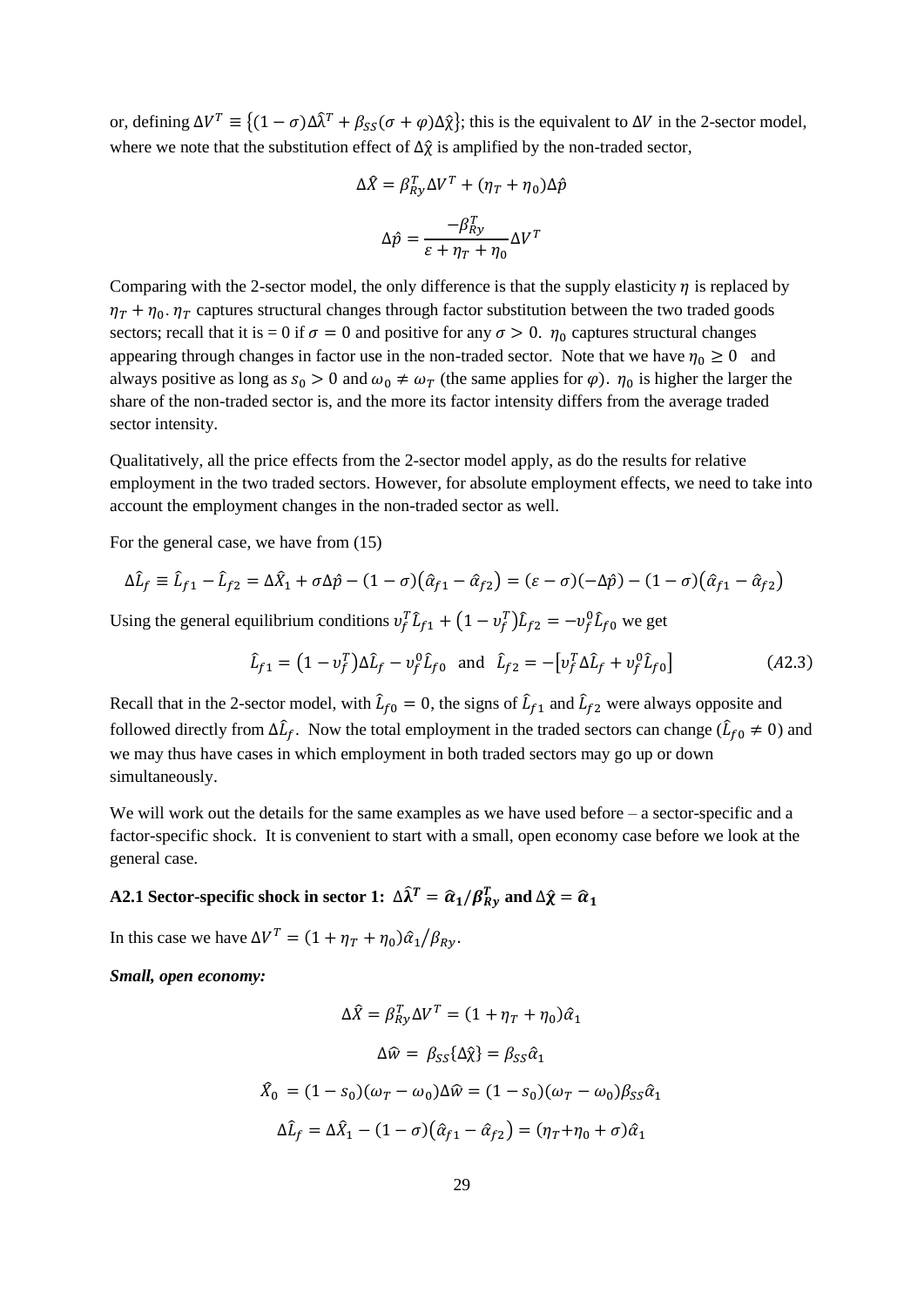or, defining $\Delta V^T \equiv \{(1-\sigma)\Delta\hat{\lambda}^T + \beta_{SS}(\sigma+\varphi)\Delta\hat{\chi}\}$; this is the equivalent to $\Delta V$ in the 2-sector model, where we note that the substitution effect of $\Delta\hat{\chi}$ is amplified by the non-traded sector,

$$\Delta\hat{X} = \beta_{Ry}^T \Delta V^T + (\eta_T + \eta_0)\Delta\hat{p}$$

$$\Delta\hat{p} = \frac{-\beta_{Ry}^T}{\varepsilon + \eta_T + \eta_0}\Delta V^T$$

Comparing with the 2-sector model, the only difference is that the supply elasticity $\eta$ is replaced by $\eta_T + \eta_0$. $\eta_T$ captures structural changes through factor substitution between the two traded goods sectors; recall that it is = 0 if $\sigma = 0$ and positive for any $\sigma > 0$. $\eta_0$ captures structural changes appearing through changes in factor use in the non-traded sector. Note that we have $\eta_0 \geq 0$ and always positive as long as $s_0 > 0$ and $\omega_0 \neq \omega_T$ (the same applies for $\varphi$). $\eta_0$ is higher the larger the share of the non-traded sector is, and the more its factor intensity differs from the average traded sector intensity.

Qualitatively, all the price effects from the 2-sector model apply, as do the results for relative employment in the two traded sectors. However, for absolute employment effects, we need to take into account the employment changes in the non-traded sector as well.

For the general case, we have from (15)

$$\Delta\hat{L}_f \equiv \hat{L}_{f1} - \hat{L}_{f2} = \Delta\hat{X}_1 + \sigma\Delta\hat{p} - (1-\sigma)(\hat{\alpha}_{f1} - \hat{\alpha}_{f2}) = (\varepsilon - \sigma)(-\Delta\hat{p}) - (1-\sigma)(\hat{\alpha}_{f1} - \hat{\alpha}_{f2})$$

Using the general equilibrium conditions $\upsilon_f^T \hat{L}_{f1} + (1-\upsilon_f^T)\hat{L}_{f2} = -\upsilon_f^0 \hat{L}_{f0}$ we get

$$\hat{L}_{f1} = (1-\upsilon_f^T)\Delta\hat{L}_f - \upsilon_f^0\hat{L}_{f0} \quad \text{and} \quad \hat{L}_{f2} = -[\upsilon_f^T\Delta\hat{L}_f + \upsilon_f^0\hat{L}_{f0}] \qquad (A2.3)$$

Recall that in the 2-sector model, with $\hat{L}_{f0} = 0$, the signs of $\hat{L}_{f1}$ and $\hat{L}_{f2}$ were always opposite and followed directly from $\Delta\hat{L}_f$. Now the total employment in the traded sectors can change ($\hat{L}_{f0} \neq 0$) and we may thus have cases in which employment in both traded sectors may go up or down simultaneously.

We will work out the details for the same examples as we have used before – a sector-specific and a factor-specific shock. It is convenient to start with a small, open economy case before we look at the general case.

### A2.1 Sector-specific shock in sector 1: $\Delta\hat{\lambda}^T = \hat{\alpha}_1/\beta_{Ry}^T$ and $\Delta\hat{\chi} = \hat{\alpha}_1$

In this case we have $\Delta V^T = (1+\eta_T+\eta_0)\hat{\alpha}_1/\beta_{Ry}$.

***Small, open economy:***

$$\Delta\hat{X} = \beta_{Ry}^T\Delta V^T = (1+\eta_T+\eta_0)\hat{\alpha}_1$$

$$\Delta\hat{w} = \beta_{SS}\{\Delta\hat{\chi}\} = \beta_{SS}\hat{\alpha}_1$$

$$\hat{X}_0 = (1-s_0)(\omega_T - \omega_0)\Delta\hat{w} = (1-s_0)(\omega_T-\omega_0)\beta_{SS}\hat{\alpha}_1$$

$$\Delta\hat{L}_f = \Delta\hat{X}_1 - (1-\sigma)(\hat{\alpha}_{f1} - \hat{\alpha}_{f2}) = (\eta_T + \eta_0 + \sigma)\hat{\alpha}_1$$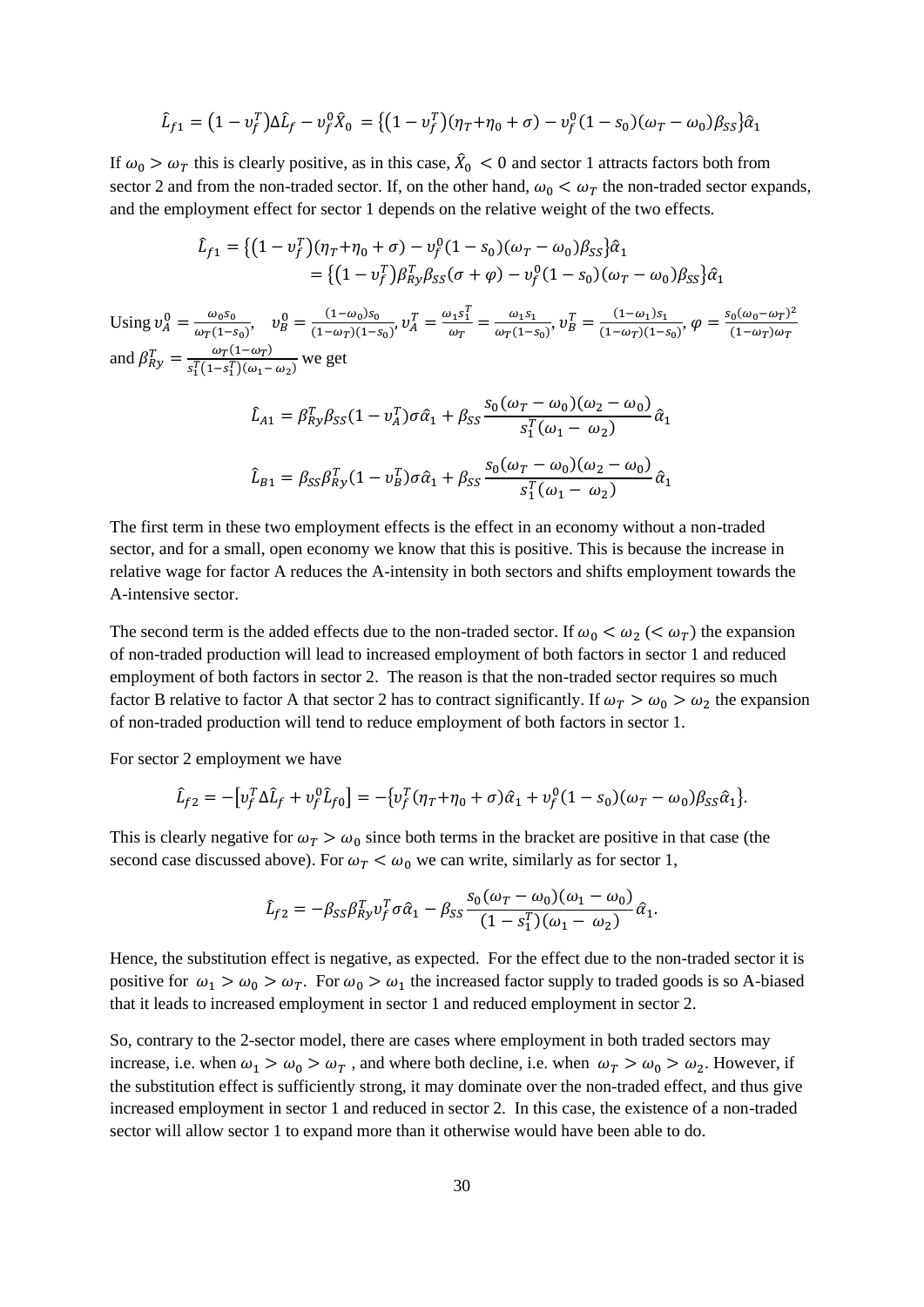$$\hat{L}_{f1} = \left(1 - \upsilon_f^T\right)\Delta\hat{L}_f - \upsilon_f^0 \hat{X}_0 = \left\{\left(1 - \upsilon_f^T\right)(\eta_T + \eta_0 + \sigma) - \upsilon_f^0(1 - s_0)(\omega_T - \omega_0)\beta_{SS}\right\}\hat{\alpha}_1$$

If $\omega_0 > \omega_T$ this is clearly positive, as in this case, $\hat{X}_0 < 0$ and sector 1 attracts factors both from sector 2 and from the non-traded sector. If, on the other hand, $\omega_0 < \omega_T$ the non-traded sector expands, and the employment effect for sector 1 depends on the relative weight of the two effects.

$$\begin{aligned}\hat{L}_{f1} &= \left\{\left(1 - \upsilon_f^T\right)(\eta_T + \eta_0 + \sigma) - \upsilon_f^0(1 - s_0)(\omega_T - \omega_0)\beta_{SS}\right\}\hat{\alpha}_1 \\ &= \left\{\left(1 - \upsilon_f^T\right)\beta_{Ry}^T\beta_{SS}(\sigma + \varphi) - \upsilon_f^0(1 - s_0)(\omega_T - \omega_0)\beta_{SS}\right\}\hat{\alpha}_1\end{aligned}$$

Using $\upsilon_A^0 = \frac{\omega_0 s_0}{\omega_T(1-s_0)}$, $\quad \upsilon_B^0 = \frac{(1-\omega_0)s_0}{(1-\omega_T)(1-s_0)}$, $\upsilon_A^T = \frac{\omega_1 s_1^T}{\omega_T} = \frac{\omega_1 s_1}{\omega_T(1-s_0)}$, $\upsilon_B^T = \frac{(1-\omega_1)s_1}{(1-\omega_T)(1-s_0)}$, $\varphi = \frac{s_0(\omega_0-\omega_T)^2}{(1-\omega_T)\omega_T}$ and $\beta_{Ry}^T = \frac{\omega_T(1-\omega_T)}{s_1^T(1-s_1^T)(\omega_1-\omega_2)}$ we get

$$\hat{L}_{A1} = \beta_{Ry}^T\beta_{SS}(1 - \upsilon_A^T)\sigma\hat{\alpha}_1 + \beta_{SS}\frac{s_0(\omega_T - \omega_0)(\omega_2 - \omega_0)}{s_1^T(\omega_1 - \omega_2)}\hat{\alpha}_1$$

$$\hat{L}_{B1} = \beta_{SS}\beta_{Ry}^T(1 - \upsilon_B^T)\sigma\hat{\alpha}_1 + \beta_{SS}\frac{s_0(\omega_T - \omega_0)(\omega_2 - \omega_0)}{s_1^T(\omega_1 - \omega_2)}\hat{\alpha}_1$$

The first term in these two employment effects is the effect in an economy without a non-traded sector, and for a small, open economy we know that this is positive. This is because the increase in relative wage for factor A reduces the A-intensity in both sectors and shifts employment towards the A-intensive sector.

The second term is the added effects due to the non-traded sector. If $\omega_0 < \omega_2$ $(< \omega_T)$ the expansion of non-traded production will lead to increased employment of both factors in sector 1 and reduced employment of both factors in sector 2. The reason is that the non-traded sector requires so much factor B relative to factor A that sector 2 has to contract significantly. If $\omega_T > \omega_0 > \omega_2$ the expansion of non-traded production will tend to reduce employment of both factors in sector 1.

For sector 2 employment we have

$$\hat{L}_{f2} = -\left[\upsilon_f^T\Delta\hat{L}_f + \upsilon_f^0\hat{L}_{f0}\right] = -\left\{\upsilon_f^T(\eta_T + \eta_0 + \sigma)\hat{\alpha}_1 + \upsilon_f^0(1 - s_0)(\omega_T - \omega_0)\beta_{SS}\hat{\alpha}_1\right\}.$$

This is clearly negative for $\omega_T > \omega_0$ since both terms in the bracket are positive in that case (the second case discussed above). For $\omega_T < \omega_0$ we can write, similarly as for sector 1,

$$\hat{L}_{f2} = -\beta_{SS}\beta_{Ry}^T\upsilon_f^T\sigma\hat{\alpha}_1 - \beta_{SS}\frac{s_0(\omega_T - \omega_0)(\omega_1 - \omega_0)}{(1 - s_1^T)(\omega_1 - \omega_2)}\hat{\alpha}_1.$$

Hence, the substitution effect is negative, as expected. For the effect due to the non-traded sector it is positive for $\omega_1 > \omega_0 > \omega_T$. For $\omega_0 > \omega_1$ the increased factor supply to traded goods is so A-biased that it leads to increased employment in sector 1 and reduced employment in sector 2.

So, contrary to the 2-sector model, there are cases where employment in both traded sectors may increase, i.e. when $\omega_1 > \omega_0 > \omega_T$ , and where both decline, i.e. when $\omega_T > \omega_0 > \omega_2$. However, if the substitution effect is sufficiently strong, it may dominate over the non-traded effect, and thus give increased employment in sector 1 and reduced in sector 2. In this case, the existence of a non-traded sector will allow sector 1 to expand more than it otherwise would have been able to do.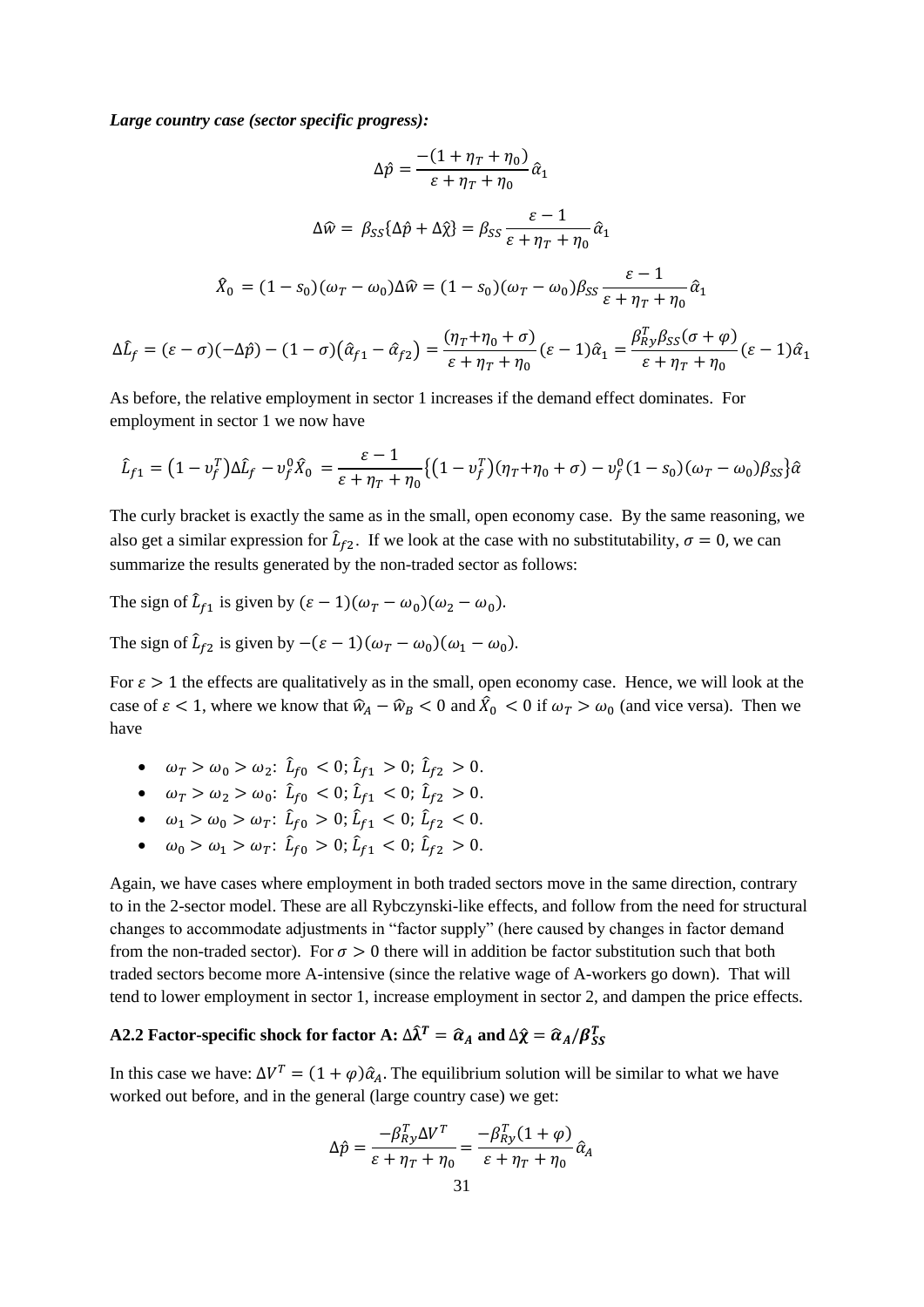***Large country case (sector specific progress):***

$$\Delta\hat{p} = \frac{-(1+\eta_T+\eta_0)}{\varepsilon+\eta_T+\eta_0}\hat{\alpha}_1$$

$$\Delta\hat{w} = \beta_{SS}\{\Delta\hat{p}+\Delta\hat{\chi}\} = \beta_{SS}\frac{\varepsilon-1}{\varepsilon+\eta_T+\eta_0}\hat{\alpha}_1$$

$$\hat{X}_0 = (1-s_0)(\omega_T-\omega_0)\Delta\hat{w} = (1-s_0)(\omega_T-\omega_0)\beta_{SS}\frac{\varepsilon-1}{\varepsilon+\eta_T+\eta_0}\hat{\alpha}_1$$

$$\Delta\hat{L}_f = (\varepsilon-\sigma)(-\Delta\hat{p}) - (1-\sigma)(\hat{\alpha}_{f1}-\hat{\alpha}_{f2}) = \frac{(\eta_T+\eta_0+\sigma)}{\varepsilon+\eta_T+\eta_0}(\varepsilon-1)\hat{\alpha}_1 = \frac{\beta_{Ry}^T\beta_{SS}(\sigma+\varphi)}{\varepsilon+\eta_T+\eta_0}(\varepsilon-1)\hat{\alpha}_1$$

As before, the relative employment in sector 1 increases if the demand effect dominates. For employment in sector 1 we now have

$$\hat{L}_{f1} = (1-v_f^T)\Delta\hat{L}_f - v_f^0\hat{X}_0 = \frac{\varepsilon-1}{\varepsilon+\eta_T+\eta_0}\{(1-v_f^T)(\eta_T+\eta_0+\sigma) - v_f^0(1-s_0)(\omega_T-\omega_0)\beta_{SS}\}\hat{\alpha}$$

The curly bracket is exactly the same as in the small, open economy case. By the same reasoning, we also get a similar expression for $\hat{L}_{f2}$. If we look at the case with no substitutability, $\sigma = 0$, we can summarize the results generated by the non-traded sector as follows:

The sign of $\hat{L}_{f1}$ is given by $(\varepsilon-1)(\omega_T-\omega_0)(\omega_2-\omega_0)$.

The sign of $\hat{L}_{f2}$ is given by $-(\varepsilon-1)(\omega_T-\omega_0)(\omega_1-\omega_0)$.

For $\varepsilon > 1$ the effects are qualitatively as in the small, open economy case. Hence, we will look at the case of $\varepsilon < 1$, where we know that $\hat{w}_A - \hat{w}_B < 0$ and $\hat{X}_0 < 0$ if $\omega_T > \omega_0$ (and vice versa). Then we have

- $\omega_T > \omega_0 > \omega_2$: $\hat{L}_{f0} < 0$; $\hat{L}_{f1} > 0$; $\hat{L}_{f2} > 0$.
- $\omega_T > \omega_2 > \omega_0$: $\hat{L}_{f0} < 0$; $\hat{L}_{f1} < 0$; $\hat{L}_{f2} > 0$.
- $\omega_1 > \omega_0 > \omega_T$: $\hat{L}_{f0} > 0$; $\hat{L}_{f1} < 0$; $\hat{L}_{f2} < 0$.
- $\omega_0 > \omega_1 > \omega_T$: $\hat{L}_{f0} > 0$; $\hat{L}_{f1} < 0$; $\hat{L}_{f2} > 0$.

Again, we have cases where employment in both traded sectors move in the same direction, contrary to in the 2-sector model. These are all Rybczynski-like effects, and follow from the need for structural changes to accommodate adjustments in "factor supply" (here caused by changes in factor demand from the non-traded sector). For $\sigma > 0$ there will in addition be factor substitution such that both traded sectors become more A-intensive (since the relative wage of A-workers go down). That will tend to lower employment in sector 1, increase employment in sector 2, and dampen the price effects.

### A2.2 Factor-specific shock for factor A: $\Delta\hat{\lambda}^T = \hat{\alpha}_A$ and $\Delta\hat{\chi} = \hat{\alpha}_A/\beta_{SS}^T$

In this case we have: $\Delta V^T = (1+\varphi)\hat{\alpha}_A$. The equilibrium solution will be similar to what we have worked out before, and in the general (large country case) we get:

$$\Delta\hat{p} = \frac{-\beta_{Ry}^T\Delta V^T}{\varepsilon+\eta_T+\eta_0} = \frac{-\beta_{Ry}^T(1+\varphi)}{\varepsilon+\eta_T+\eta_0}\hat{\alpha}_A$$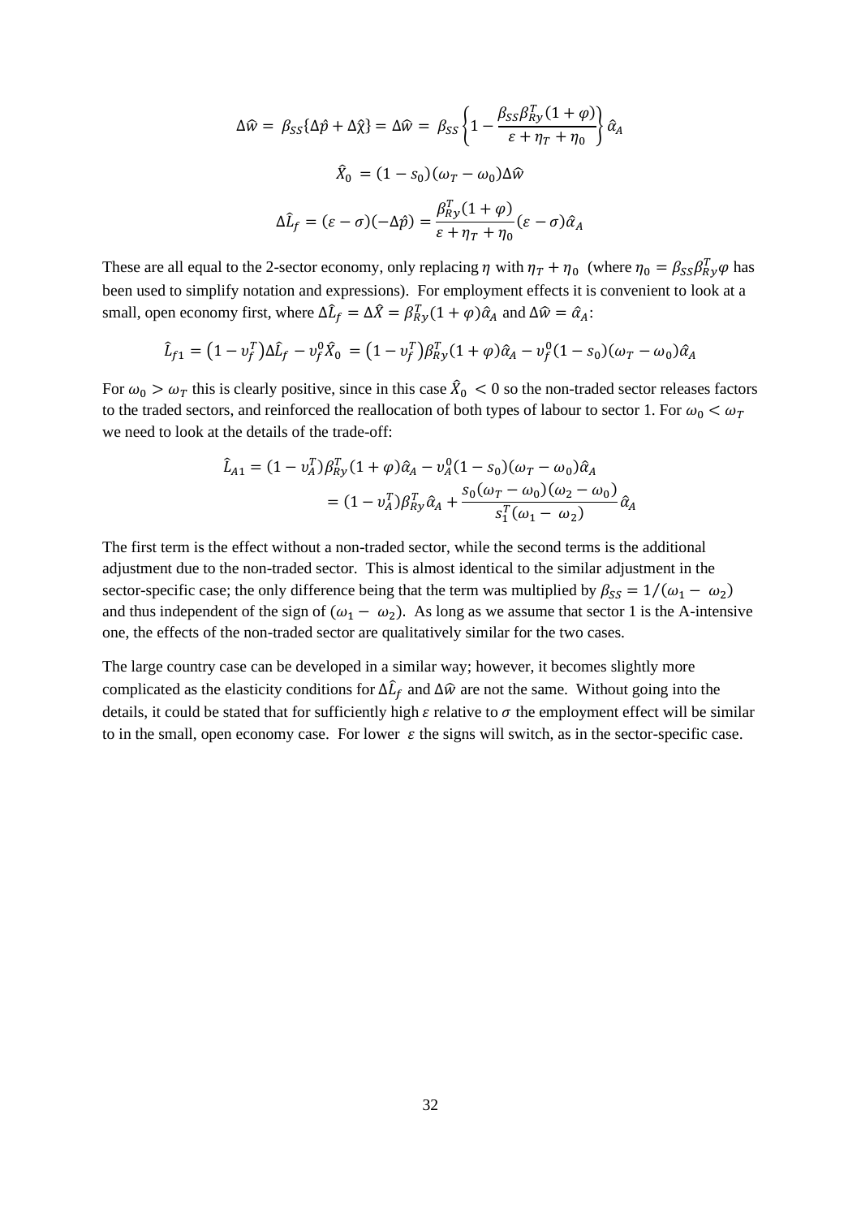$$\Delta\hat{w} = \beta_{SS}\{\Delta\hat{p} + \Delta\hat{\chi}\} = \Delta\hat{w} = \beta_{SS}\left\{1 - \frac{\beta_{SS}\beta_{Ry}^{T}(1+\varphi)}{\varepsilon + \eta_T + \eta_0}\right\}\hat{\alpha}_A$$

$$\hat{X}_0 = (1 - s_0)(\omega_T - \omega_0)\Delta\hat{w}$$

$$\Delta\hat{L}_f = (\varepsilon - \sigma)(-\Delta\hat{p}) = \frac{\beta_{Ry}^{T}(1+\varphi)}{\varepsilon + \eta_T + \eta_0}(\varepsilon - \sigma)\hat{\alpha}_A$$

These are all equal to the 2-sector economy, only replacing $\eta$ with $\eta_T + \eta_0$ (where $\eta_0 = \beta_{SS}\beta_{Ry}^{T}\varphi$ has been used to simplify notation and expressions). For employment effects it is convenient to look at a small, open economy first, where $\Delta\hat{L}_f = \Delta\hat{X} = \beta_{Ry}^{T}(1+\varphi)\hat{\alpha}_A$ and $\Delta\hat{w} = \hat{\alpha}_A$:

$$\hat{L}_{f1} = \left(1 - v_f^T\right)\Delta\hat{L}_f - v_f^0\hat{X}_0 = \left(1 - v_f^T\right)\beta_{Ry}^{T}(1+\varphi)\hat{\alpha}_A - v_f^0(1 - s_0)(\omega_T - \omega_0)\hat{\alpha}_A$$

For $\omega_0 > \omega_T$ this is clearly positive, since in this case $\hat{X}_0 < 0$ so the non-traded sector releases factors to the traded sectors, and reinforced the reallocation of both types of labour to sector 1. For $\omega_0 < \omega_T$ we need to look at the details of the trade-off:

$$\begin{aligned}\hat{L}_{A1} &= (1 - v_A^T)\beta_{Ry}^{T}(1+\varphi)\hat{\alpha}_A - v_A^0(1 - s_0)(\omega_T - \omega_0)\hat{\alpha}_A \\ &= (1 - v_A^T)\beta_{Ry}^{T}\hat{\alpha}_A + \frac{s_0(\omega_T - \omega_0)(\omega_2 - \omega_0)}{s_1^T(\omega_1 - \omega_2)}\hat{\alpha}_A\end{aligned}$$

The first term is the effect without a non-traded sector, while the second terms is the additional adjustment due to the non-traded sector. This is almost identical to the similar adjustment in the sector-specific case; the only difference being that the term was multiplied by $\beta_{SS} = 1/(\omega_1 - \omega_2)$ and thus independent of the sign of $(\omega_1 - \omega_2)$. As long as we assume that sector 1 is the A-intensive one, the effects of the non-traded sector are qualitatively similar for the two cases.

The large country case can be developed in a similar way; however, it becomes slightly more complicated as the elasticity conditions for $\Delta\hat{L}_f$ and $\Delta\hat{w}$ are not the same. Without going into the details, it could be stated that for sufficiently high $\varepsilon$ relative to $\sigma$ the employment effect will be similar to in the small, open economy case. For lower $\varepsilon$ the signs will switch, as in the sector-specific case.